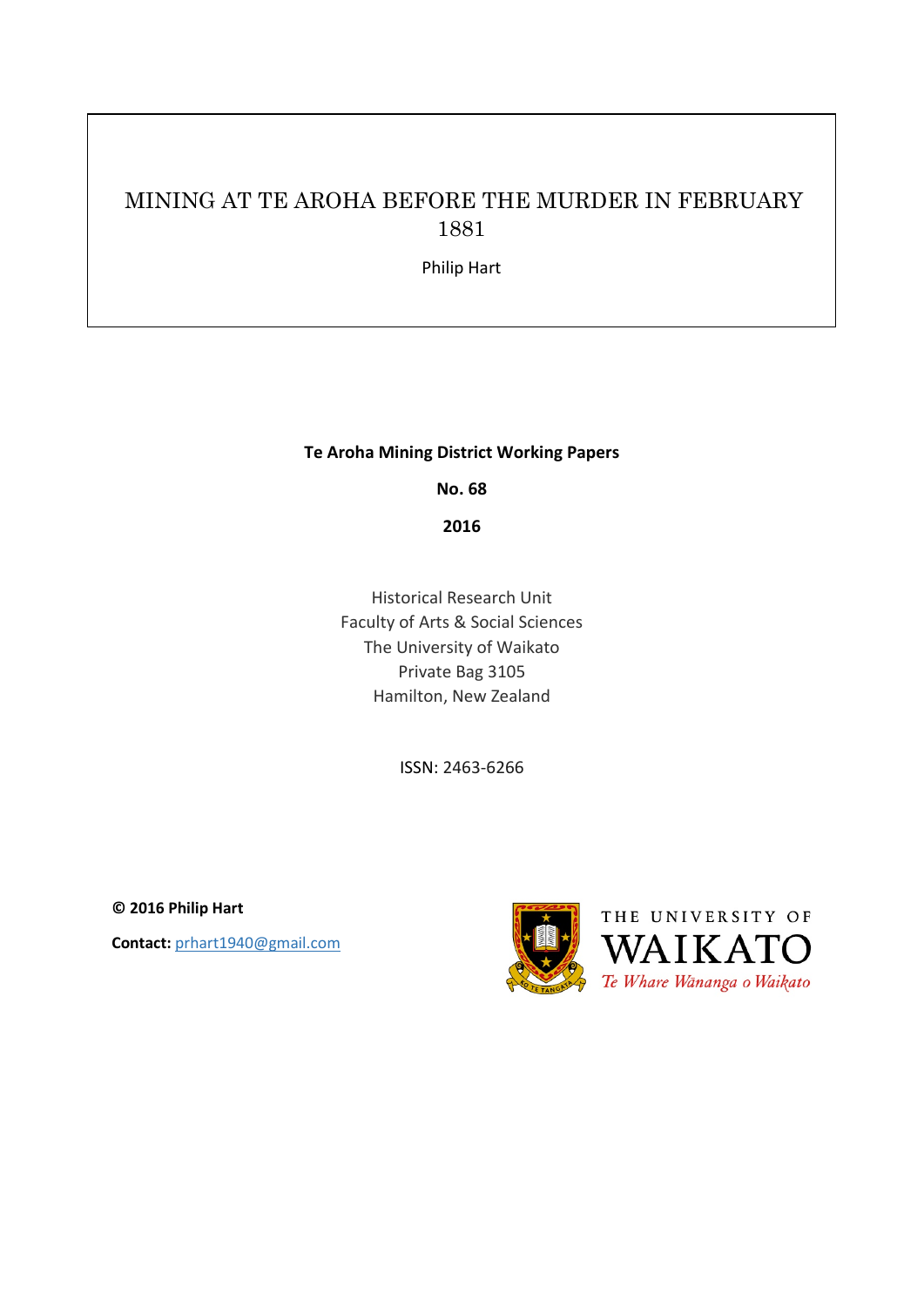# MINING AT TE AROHA BEFORE THE MURDER IN FEBRUARY 1881

Philip Hart

**Te Aroha Mining District Working Papers**

**No. 68**

**2016**

Historical Research Unit
Faculty of Arts & Social Sciences
The University of Waikato
Private Bag 3105
Hamilton, New Zealand

ISSN: 2463-6266

**© 2016 Philip Hart**

**Contact:** prhart1940@gmail.com

THE UNIVERSITY OF WAIKATO
*Te Whare Wānanga o Waikato*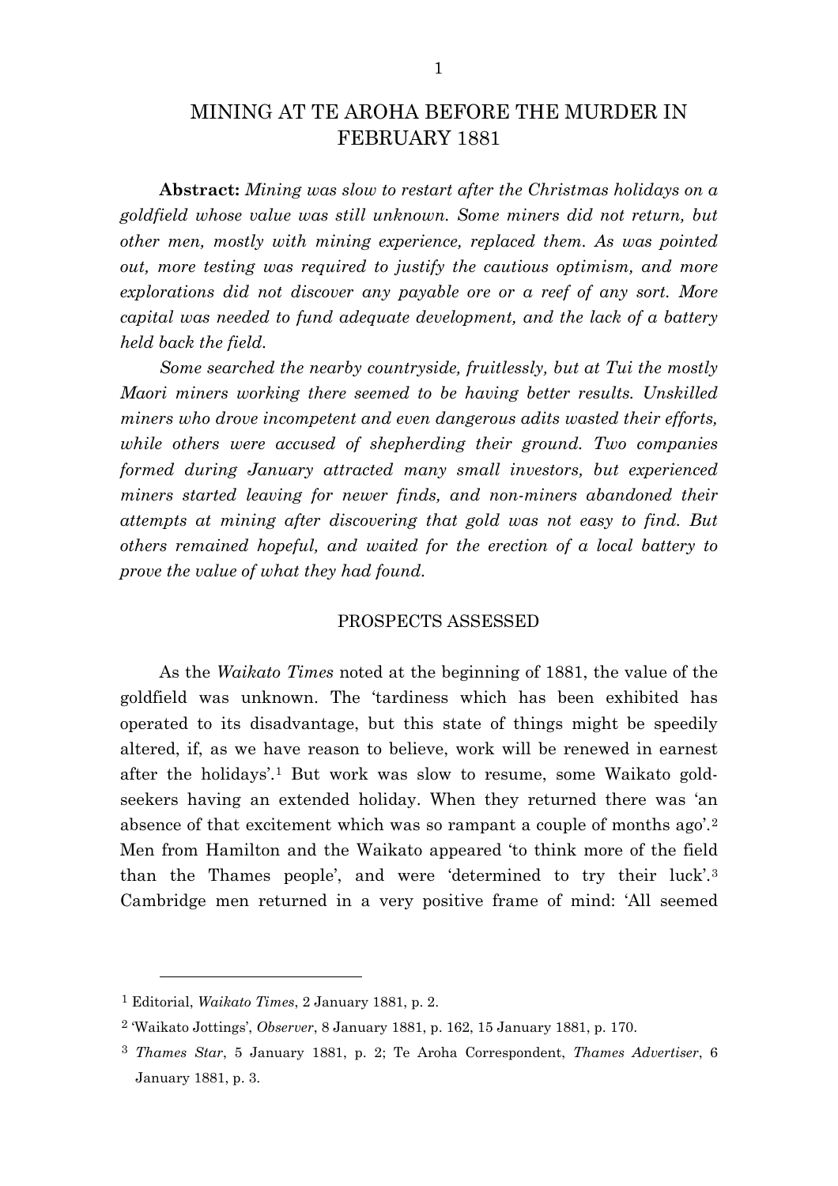# MINING AT TE AROHA BEFORE THE MURDER IN FEBRUARY 1881

**Abstract:** *Mining was slow to restart after the Christmas holidays on a goldfield whose value was still unknown. Some miners did not return, but other men, mostly with mining experience, replaced them. As was pointed out, more testing was required to justify the cautious optimism, and more explorations did not discover any payable ore or a reef of any sort. More capital was needed to fund adequate development, and the lack of a battery held back the field.*

*Some searched the nearby countryside, fruitlessly, but at Tui the mostly Maori miners working there seemed to be having better results. Unskilled miners who drove incompetent and even dangerous adits wasted their efforts, while others were accused of shepherding their ground. Two companies formed during January attracted many small investors, but experienced miners started leaving for newer finds, and non-miners abandoned their attempts at mining after discovering that gold was not easy to find. But others remained hopeful, and waited for the erection of a local battery to prove the value of what they had found.*

## PROSPECTS ASSESSED

As the *Waikato Times* noted at the beginning of 1881, the value of the goldfield was unknown. The 'tardiness which has been exhibited has operated to its disadvantage, but this state of things might be speedily altered, if, as we have reason to believe, work will be renewed in earnest after the holidays'.[1] But work was slow to resume, some Waikato gold-seekers having an extended holiday. When they returned there was 'an absence of that excitement which was so rampant a couple of months ago'.[2] Men from Hamilton and the Waikato appeared 'to think more of the field than the Thames people', and were 'determined to try their luck'.[3] Cambridge men returned in a very positive frame of mind: 'All seemed

---

[1] Editorial, *Waikato Times*, 2 January 1881, p. 2.

[2] 'Waikato Jottings', *Observer*, 8 January 1881, p. 162, 15 January 1881, p. 170.

[3] *Thames Star*, 5 January 1881, p. 2; Te Aroha Correspondent, *Thames Advertiser*, 6 January 1881, p. 3.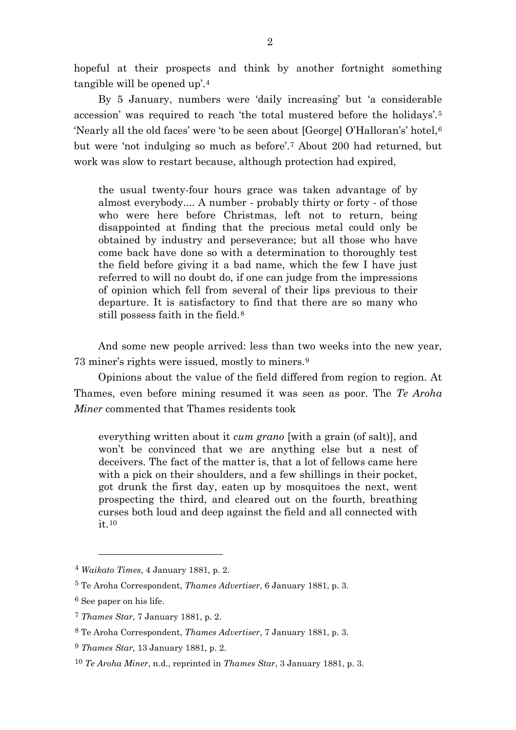hopeful at their prospects and think by another fortnight something tangible will be opened up'.[4]

By 5 January, numbers were 'daily increasing' but 'a considerable accession' was required to reach 'the total mustered before the holidays'.[5] 'Nearly all the old faces' were 'to be seen about [George] O'Halloran's' hotel,[6] but were 'not indulging so much as before'.[7] About 200 had returned, but work was slow to restart because, although protection had expired,

> the usual twenty-four hours grace was taken advantage of by almost everybody.... A number - probably thirty or forty - of those who were here before Christmas, left not to return, being disappointed at finding that the precious metal could only be obtained by industry and perseverance; but all those who have come back have done so with a determination to thoroughly test the field before giving it a bad name, which the few I have just referred to will no doubt do, if one can judge from the impressions of opinion which fell from several of their lips previous to their departure. It is satisfactory to find that there are so many who still possess faith in the field.[8]

And some new people arrived: less than two weeks into the new year, 73 miner's rights were issued, mostly to miners.[9]

Opinions about the value of the field differed from region to region. At Thames, even before mining resumed it was seen as poor. The *Te Aroha Miner* commented that Thames residents took

> everything written about it *cum grano* [with a grain (of salt)], and won't be convinced that we are anything else but a nest of deceivers. The fact of the matter is, that a lot of fellows came here with a pick on their shoulders, and a few shillings in their pocket, got drunk the first day, eaten up by mosquitoes the next, went prospecting the third, and cleared out on the fourth, breathing curses both loud and deep against the field and all connected with it.[10]

---

[4] *Waikato Times*, 4 January 1881, p. 2.

[5] Te Aroha Correspondent, *Thames Advertiser*, 6 January 1881, p. 3.

[6] See paper on his life.

[7] *Thames Star*, 7 January 1881, p. 2.

[8] Te Aroha Correspondent, *Thames Advertiser*, 7 January 1881, p. 3.

[9] *Thames Star*, 13 January 1881, p. 2.

[10] *Te Aroha Miner*, n.d., reprinted in *Thames Star*, 3 January 1881, p. 3.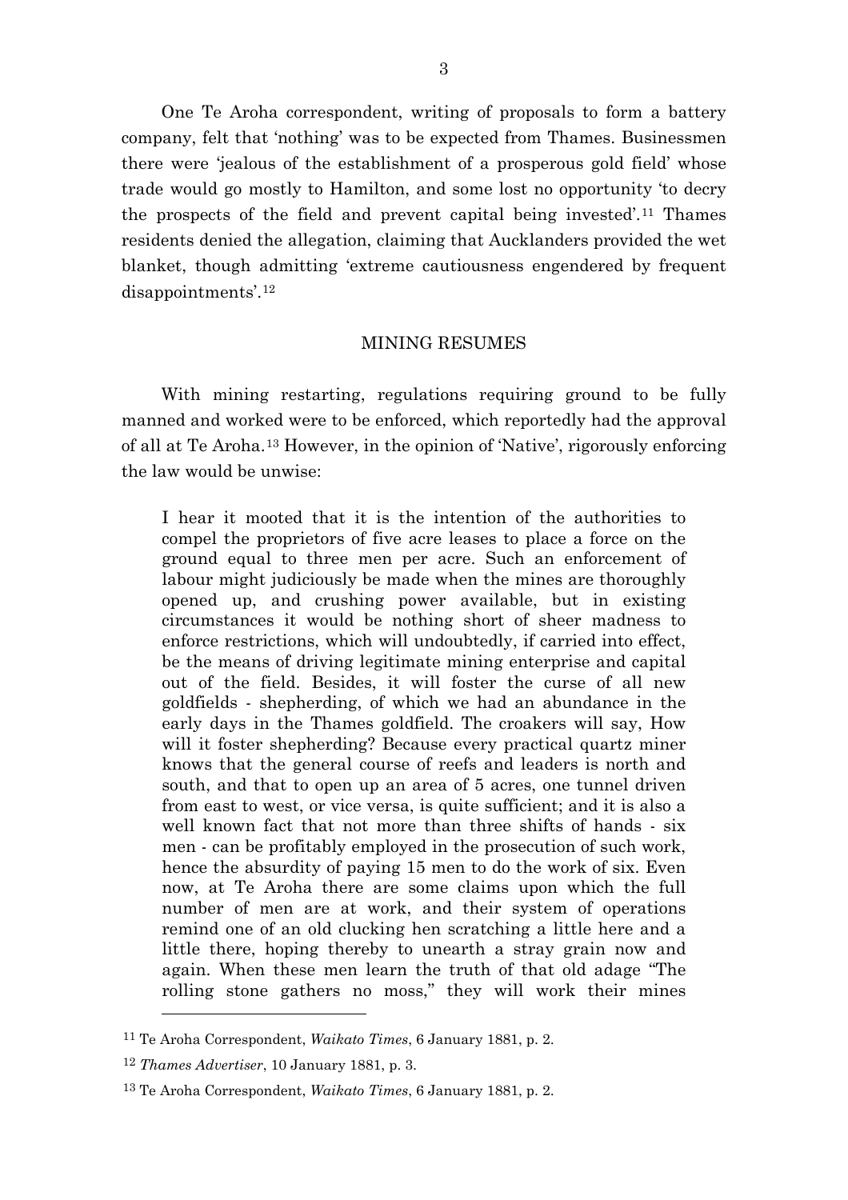One Te Aroha correspondent, writing of proposals to form a battery company, felt that 'nothing' was to be expected from Thames. Businessmen there were 'jealous of the establishment of a prosperous gold field' whose trade would go mostly to Hamilton, and some lost no opportunity 'to decry the prospects of the field and prevent capital being invested'.[11] Thames residents denied the allegation, claiming that Aucklanders provided the wet blanket, though admitting 'extreme cautiousness engendered by frequent disappointments'.[12]

## MINING RESUMES

With mining restarting, regulations requiring ground to be fully manned and worked were to be enforced, which reportedly had the approval of all at Te Aroha.[13] However, in the opinion of 'Native', rigorously enforcing the law would be unwise:

> I hear it mooted that it is the intention of the authorities to compel the proprietors of five acre leases to place a force on the ground equal to three men per acre. Such an enforcement of labour might judiciously be made when the mines are thoroughly opened up, and crushing power available, but in existing circumstances it would be nothing short of sheer madness to enforce restrictions, which will undoubtedly, if carried into effect, be the means of driving legitimate mining enterprise and capital out of the field. Besides, it will foster the curse of all new goldfields - shepherding, of which we had an abundance in the early days in the Thames goldfield. The croakers will say, How will it foster shepherding? Because every practical quartz miner knows that the general course of reefs and leaders is north and south, and that to open up an area of 5 acres, one tunnel driven from east to west, or vice versa, is quite sufficient; and it is also a well known fact that not more than three shifts of hands - six men - can be profitably employed in the prosecution of such work, hence the absurdity of paying 15 men to do the work of six. Even now, at Te Aroha there are some claims upon which the full number of men are at work, and their system of operations remind one of an old clucking hen scratching a little here and a little there, hoping thereby to unearth a stray grain now and again. When these men learn the truth of that old adage "The rolling stone gathers no moss," they will work their mines

---

[11] Te Aroha Correspondent, *Waikato Times*, 6 January 1881, p. 2.

[12] *Thames Advertiser*, 10 January 1881, p. 3.

[13] Te Aroha Correspondent, *Waikato Times*, 6 January 1881, p. 2.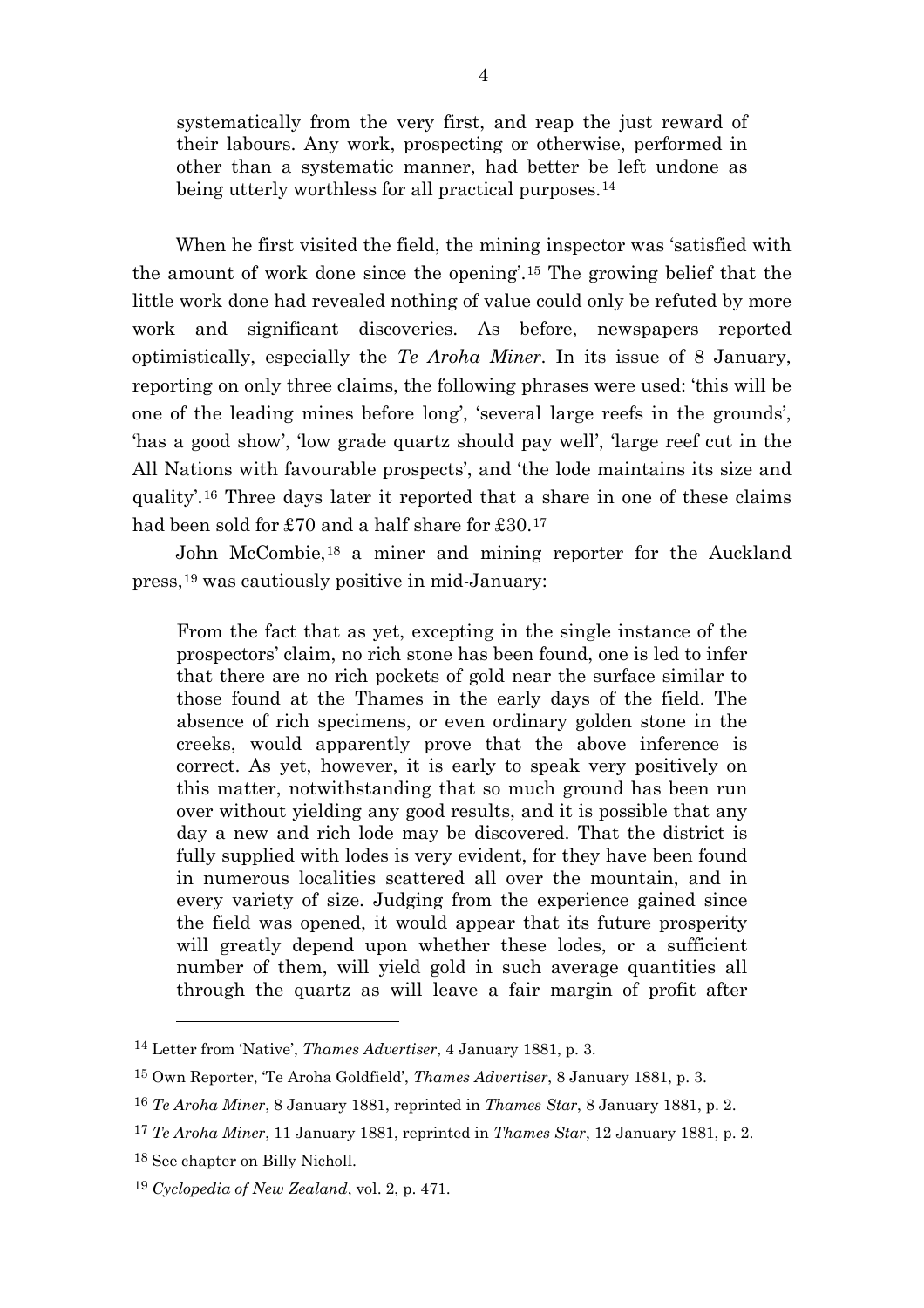systematically from the very first, and reap the just reward of their labours. Any work, prospecting or otherwise, performed in other than a systematic manner, had better be left undone as being utterly worthless for all practical purposes.[14]

When he first visited the field, the mining inspector was 'satisfied with the amount of work done since the opening'.[15] The growing belief that the little work done had revealed nothing of value could only be refuted by more work and significant discoveries. As before, newspapers reported optimistically, especially the *Te Aroha Miner*. In its issue of 8 January, reporting on only three claims, the following phrases were used: 'this will be one of the leading mines before long', 'several large reefs in the grounds', 'has a good show', 'low grade quartz should pay well', 'large reef cut in the All Nations with favourable prospects', and 'the lode maintains its size and quality'.[16] Three days later it reported that a share in one of these claims had been sold for £70 and a half share for £30.[17]

John McCombie,[18] a miner and mining reporter for the Auckland press,[19] was cautiously positive in mid-January:

> From the fact that as yet, excepting in the single instance of the prospectors' claim, no rich stone has been found, one is led to infer that there are no rich pockets of gold near the surface similar to those found at the Thames in the early days of the field. The absence of rich specimens, or even ordinary golden stone in the creeks, would apparently prove that the above inference is correct. As yet, however, it is early to speak very positively on this matter, notwithstanding that so much ground has been run over without yielding any good results, and it is possible that any day a new and rich lode may be discovered. That the district is fully supplied with lodes is very evident, for they have been found in numerous localities scattered all over the mountain, and in every variety of size. Judging from the experience gained since the field was opened, it would appear that its future prosperity will greatly depend upon whether these lodes, or a sufficient number of them, will yield gold in such average quantities all through the quartz as will leave a fair margin of profit after

---

[14] Letter from 'Native', *Thames Advertiser*, 4 January 1881, p. 3.

[15] Own Reporter, 'Te Aroha Goldfield', *Thames Advertiser*, 8 January 1881, p. 3.

[16] *Te Aroha Miner*, 8 January 1881, reprinted in *Thames Star*, 8 January 1881, p. 2.

[17] *Te Aroha Miner*, 11 January 1881, reprinted in *Thames Star*, 12 January 1881, p. 2.

[18] See chapter on Billy Nicholl.

[19] *Cyclopedia of New Zealand*, vol. 2, p. 471.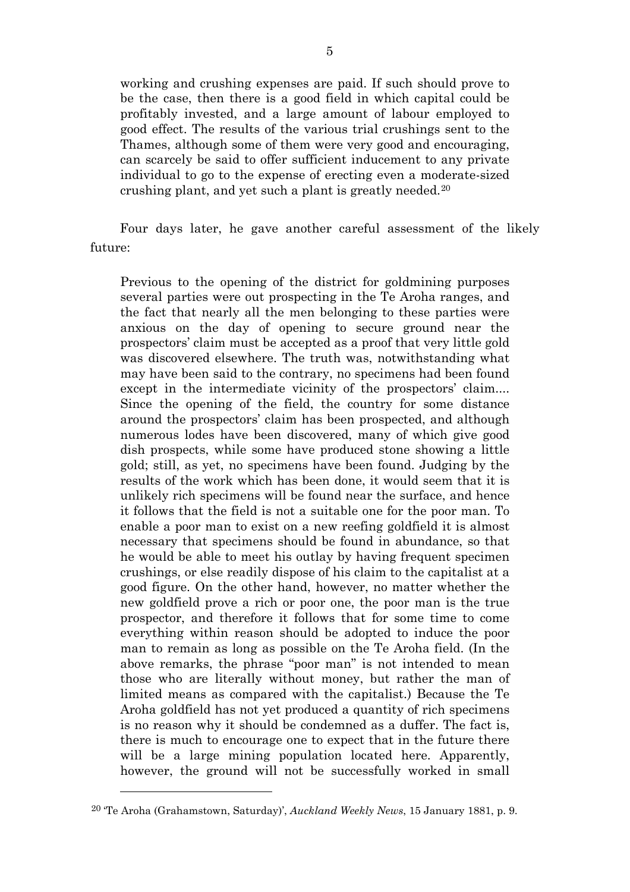> working and crushing expenses are paid. If such should prove to be the case, then there is a good field in which capital could be profitably invested, and a large amount of labour employed to good effect. The results of the various trial crushings sent to the Thames, although some of them were very good and encouraging, can scarcely be said to offer sufficient inducement to any private individual to go to the expense of erecting even a moderate-sized crushing plant, and yet such a plant is greatly needed.[20]

Four days later, he gave another careful assessment of the likely future:

> Previous to the opening of the district for goldmining purposes several parties were out prospecting in the Te Aroha ranges, and the fact that nearly all the men belonging to these parties were anxious on the day of opening to secure ground near the prospectors' claim must be accepted as a proof that very little gold was discovered elsewhere. The truth was, notwithstanding what may have been said to the contrary, no specimens had been found except in the intermediate vicinity of the prospectors' claim.... Since the opening of the field, the country for some distance around the prospectors' claim has been prospected, and although numerous lodes have been discovered, many of which give good dish prospects, while some have produced stone showing a little gold; still, as yet, no specimens have been found. Judging by the results of the work which has been done, it would seem that it is unlikely rich specimens will be found near the surface, and hence it follows that the field is not a suitable one for the poor man. To enable a poor man to exist on a new reefing goldfield it is almost necessary that specimens should be found in abundance, so that he would be able to meet his outlay by having frequent specimen crushings, or else readily dispose of his claim to the capitalist at a good figure. On the other hand, however, no matter whether the new goldfield prove a rich or poor one, the poor man is the true prospector, and therefore it follows that for some time to come everything within reason should be adopted to induce the poor man to remain as long as possible on the Te Aroha field. (In the above remarks, the phrase "poor man" is not intended to mean those who are literally without money, but rather the man of limited means as compared with the capitalist.) Because the Te Aroha goldfield has not yet produced a quantity of rich specimens is no reason why it should be condemned as a duffer. The fact is, there is much to encourage one to expect that in the future there will be a large mining population located here. Apparently, however, the ground will not be successfully worked in small

[20] 'Te Aroha (Grahamstown, Saturday)', *Auckland Weekly News*, 15 January 1881, p. 9.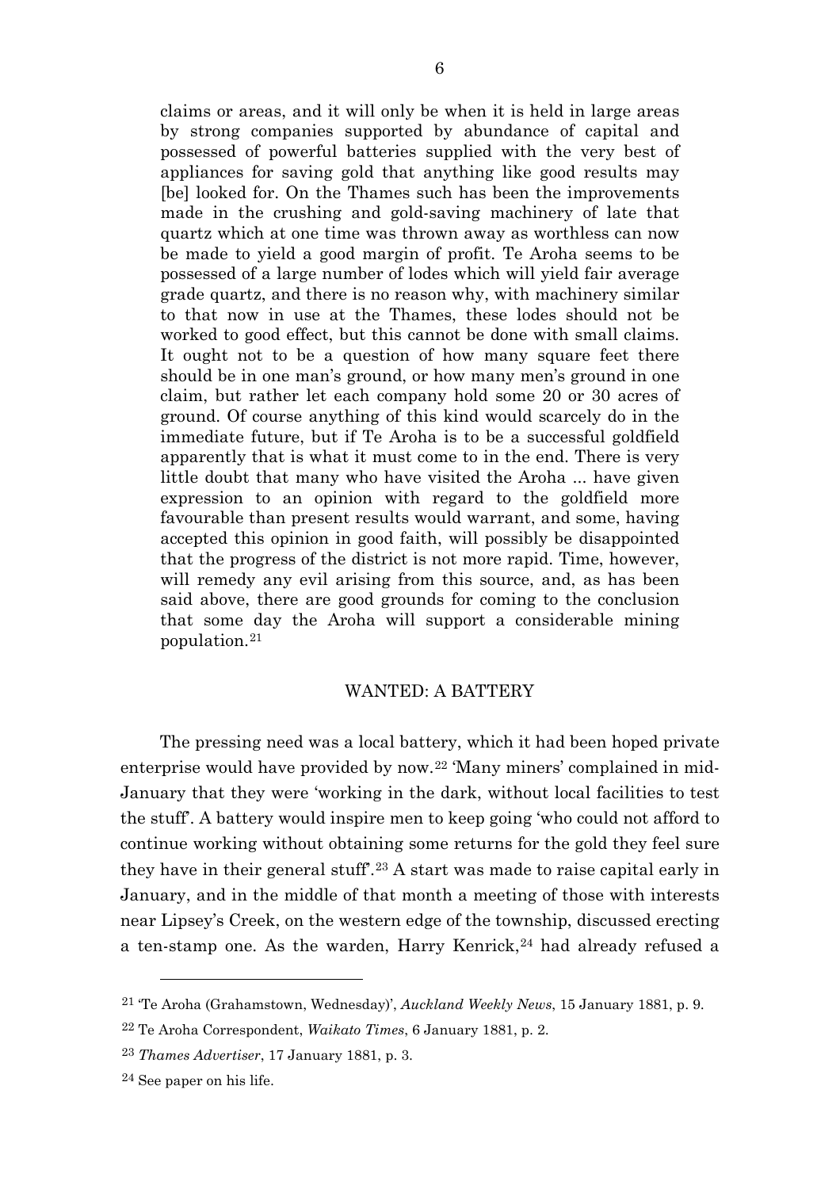claims or areas, and it will only be when it is held in large areas by strong companies supported by abundance of capital and possessed of powerful batteries supplied with the very best of appliances for saving gold that anything like good results may [be] looked for. On the Thames such has been the improvements made in the crushing and gold-saving machinery of late that quartz which at one time was thrown away as worthless can now be made to yield a good margin of profit. Te Aroha seems to be possessed of a large number of lodes which will yield fair average grade quartz, and there is no reason why, with machinery similar to that now in use at the Thames, these lodes should not be worked to good effect, but this cannot be done with small claims. It ought not to be a question of how many square feet there should be in one man's ground, or how many men's ground in one claim, but rather let each company hold some 20 or 30 acres of ground. Of course anything of this kind would scarcely do in the immediate future, but if Te Aroha is to be a successful goldfield apparently that is what it must come to in the end. There is very little doubt that many who have visited the Aroha ... have given expression to an opinion with regard to the goldfield more favourable than present results would warrant, and some, having accepted this opinion in good faith, will possibly be disappointed that the progress of the district is not more rapid. Time, however, will remedy any evil arising from this source, and, as has been said above, there are good grounds for coming to the conclusion that some day the Aroha will support a considerable mining population.[21]

## WANTED: A BATTERY

The pressing need was a local battery, which it had been hoped private enterprise would have provided by now.[22] 'Many miners' complained in mid-January that they were 'working in the dark, without local facilities to test the stuff'. A battery would inspire men to keep going 'who could not afford to continue working without obtaining some returns for the gold they feel sure they have in their general stuff'.[23] A start was made to raise capital early in January, and in the middle of that month a meeting of those with interests near Lipsey's Creek, on the western edge of the township, discussed erecting a ten-stamp one. As the warden, Harry Kenrick,[24] had already refused a

---

[21] 'Te Aroha (Grahamstown, Wednesday)', *Auckland Weekly News*, 15 January 1881, p. 9.

[22] Te Aroha Correspondent, *Waikato Times*, 6 January 1881, p. 2.

[23] *Thames Advertiser*, 17 January 1881, p. 3.

[24] See paper on his life.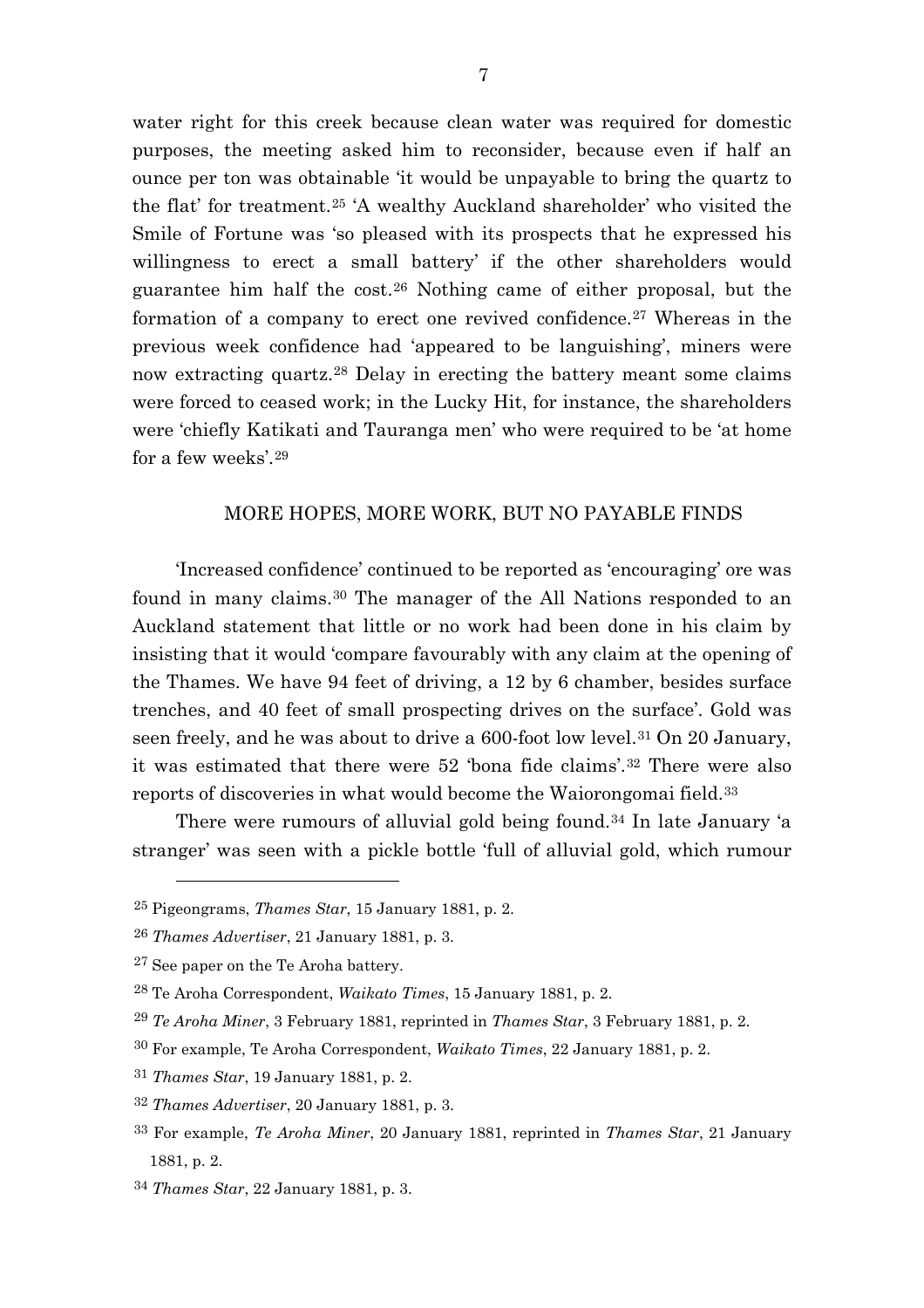water right for this creek because clean water was required for domestic purposes, the meeting asked him to reconsider, because even if half an ounce per ton was obtainable 'it would be unpayable to bring the quartz to the flat' for treatment.[25] 'A wealthy Auckland shareholder' who visited the Smile of Fortune was 'so pleased with its prospects that he expressed his willingness to erect a small battery' if the other shareholders would guarantee him half the cost.[26] Nothing came of either proposal, but the formation of a company to erect one revived confidence.[27] Whereas in the previous week confidence had 'appeared to be languishing', miners were now extracting quartz.[28] Delay in erecting the battery meant some claims were forced to ceased work; in the Lucky Hit, for instance, the shareholders were 'chiefly Katikati and Tauranga men' who were required to be 'at home for a few weeks'.[29]

## MORE HOPES, MORE WORK, BUT NO PAYABLE FINDS

'Increased confidence' continued to be reported as 'encouraging' ore was found in many claims.[30] The manager of the All Nations responded to an Auckland statement that little or no work had been done in his claim by insisting that it would 'compare favourably with any claim at the opening of the Thames. We have 94 feet of driving, a 12 by 6 chamber, besides surface trenches, and 40 feet of small prospecting drives on the surface'. Gold was seen freely, and he was about to drive a 600-foot low level.[31] On 20 January, it was estimated that there were 52 'bona fide claims'.[32] There were also reports of discoveries in what would become the Waiorongomai field.[33]

There were rumours of alluvial gold being found.[34] In late January 'a stranger' was seen with a pickle bottle 'full of alluvial gold, which rumour

---

[25] Pigeongrams, *Thames Star*, 15 January 1881, p. 2.

[26] *Thames Advertiser*, 21 January 1881, p. 3.

[27] See paper on the Te Aroha battery.

[28] Te Aroha Correspondent, *Waikato Times*, 15 January 1881, p. 2.

[29] *Te Aroha Miner*, 3 February 1881, reprinted in *Thames Star*, 3 February 1881, p. 2.

[30] For example, Te Aroha Correspondent, *Waikato Times*, 22 January 1881, p. 2.

[31] *Thames Star*, 19 January 1881, p. 2.

[32] *Thames Advertiser*, 20 January 1881, p. 3.

[33] For example, *Te Aroha Miner*, 20 January 1881, reprinted in *Thames Star*, 21 January 1881, p. 2.

[34] *Thames Star*, 22 January 1881, p. 3.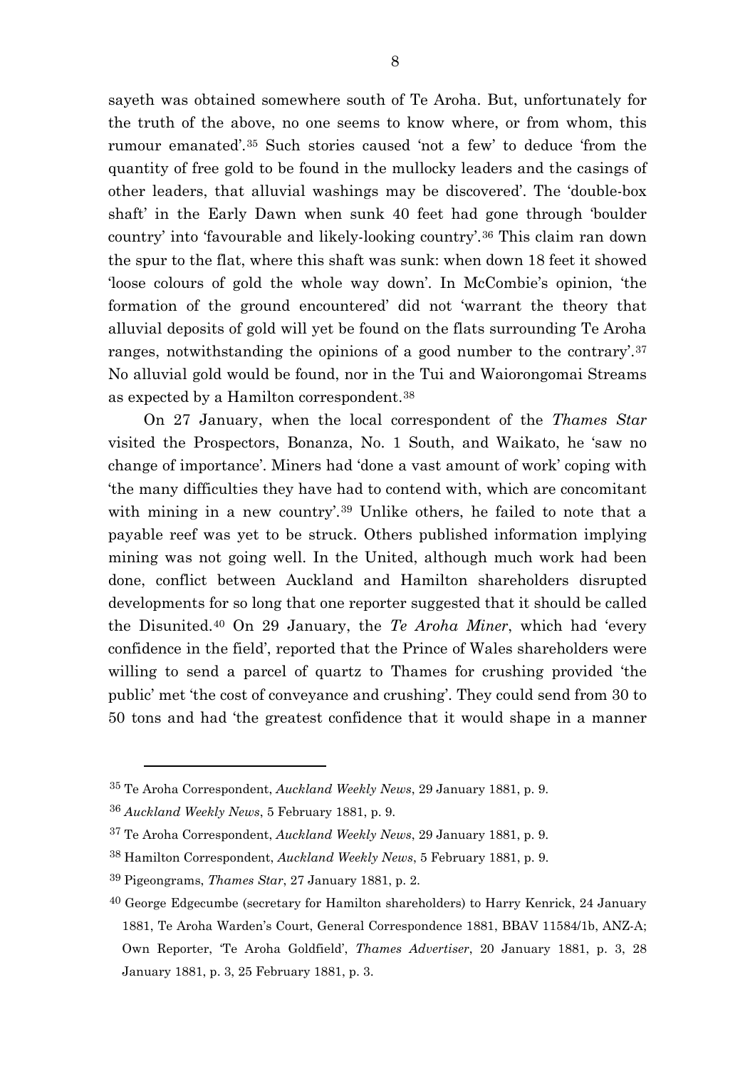sayeth was obtained somewhere south of Te Aroha. But, unfortunately for the truth of the above, no one seems to know where, or from whom, this rumour emanated'.[35] Such stories caused 'not a few' to deduce 'from the quantity of free gold to be found in the mullocky leaders and the casings of other leaders, that alluvial washings may be discovered'. The 'double-box shaft' in the Early Dawn when sunk 40 feet had gone through 'boulder country' into 'favourable and likely-looking country'.[36] This claim ran down the spur to the flat, where this shaft was sunk: when down 18 feet it showed 'loose colours of gold the whole way down'. In McCombie's opinion, 'the formation of the ground encountered' did not 'warrant the theory that alluvial deposits of gold will yet be found on the flats surrounding Te Aroha ranges, notwithstanding the opinions of a good number to the contrary'.[37] No alluvial gold would be found, nor in the Tui and Waiorongomai Streams as expected by a Hamilton correspondent.[38]

On 27 January, when the local correspondent of the *Thames Star* visited the Prospectors, Bonanza, No. 1 South, and Waikato, he 'saw no change of importance'. Miners had 'done a vast amount of work' coping with 'the many difficulties they have had to contend with, which are concomitant with mining in a new country'.[39] Unlike others, he failed to note that a payable reef was yet to be struck. Others published information implying mining was not going well. In the United, although much work had been done, conflict between Auckland and Hamilton shareholders disrupted developments for so long that one reporter suggested that it should be called the Disunited.[40] On 29 January, the *Te Aroha Miner*, which had 'every confidence in the field', reported that the Prince of Wales shareholders were willing to send a parcel of quartz to Thames for crushing provided 'the public' met 'the cost of conveyance and crushing'. They could send from 30 to 50 tons and had 'the greatest confidence that it would shape in a manner

---

[35] Te Aroha Correspondent, *Auckland Weekly News*, 29 January 1881, p. 9.

[36] *Auckland Weekly News*, 5 February 1881, p. 9.

[37] Te Aroha Correspondent, *Auckland Weekly News*, 29 January 1881, p. 9.

[38] Hamilton Correspondent, *Auckland Weekly News*, 5 February 1881, p. 9.

[39] Pigeongrams, *Thames Star*, 27 January 1881, p. 2.

[40] George Edgecumbe (secretary for Hamilton shareholders) to Harry Kenrick, 24 January 1881, Te Aroha Warden's Court, General Correspondence 1881, BBAV 11584/1b, ANZ-A; Own Reporter, 'Te Aroha Goldfield', *Thames Advertiser*, 20 January 1881, p. 3, 28 January 1881, p. 3, 25 February 1881, p. 3.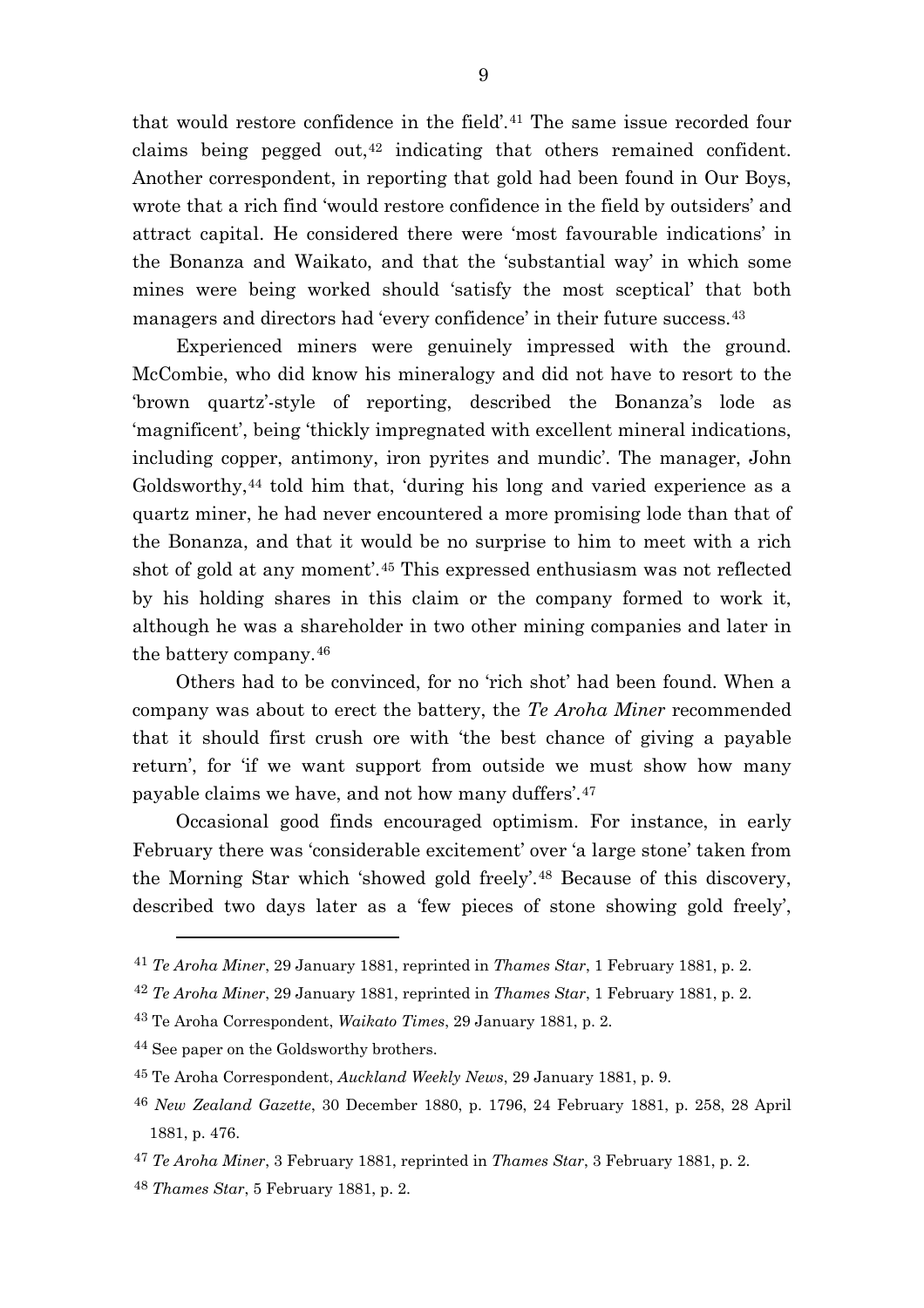that would restore confidence in the field'.[41] The same issue recorded four claims being pegged out,[42] indicating that others remained confident. Another correspondent, in reporting that gold had been found in Our Boys, wrote that a rich find 'would restore confidence in the field by outsiders' and attract capital. He considered there were 'most favourable indications' in the Bonanza and Waikato, and that the 'substantial way' in which some mines were being worked should 'satisfy the most sceptical' that both managers and directors had 'every confidence' in their future success.[43]

Experienced miners were genuinely impressed with the ground. McCombie, who did know his mineralogy and did not have to resort to the 'brown quartz'-style of reporting, described the Bonanza's lode as 'magnificent', being 'thickly impregnated with excellent mineral indications, including copper, antimony, iron pyrites and mundic'. The manager, John Goldsworthy,[44] told him that, 'during his long and varied experience as a quartz miner, he had never encountered a more promising lode than that of the Bonanza, and that it would be no surprise to him to meet with a rich shot of gold at any moment'.[45] This expressed enthusiasm was not reflected by his holding shares in this claim or the company formed to work it, although he was a shareholder in two other mining companies and later in the battery company.[46]

Others had to be convinced, for no 'rich shot' had been found. When a company was about to erect the battery, the *Te Aroha Miner* recommended that it should first crush ore with 'the best chance of giving a payable return', for 'if we want support from outside we must show how many payable claims we have, and not how many duffers'.[47]

Occasional good finds encouraged optimism. For instance, in early February there was 'considerable excitement' over 'a large stone' taken from the Morning Star which 'showed gold freely'.[48] Because of this discovery, described two days later as a 'few pieces of stone showing gold freely',

---

[41] *Te Aroha Miner*, 29 January 1881, reprinted in *Thames Star*, 1 February 1881, p. 2.

[42] *Te Aroha Miner*, 29 January 1881, reprinted in *Thames Star*, 1 February 1881, p. 2.

[43] Te Aroha Correspondent, *Waikato Times*, 29 January 1881, p. 2.

[44] See paper on the Goldsworthy brothers.

[45] Te Aroha Correspondent, *Auckland Weekly News*, 29 January 1881, p. 9.

[46] *New Zealand Gazette*, 30 December 1880, p. 1796, 24 February 1881, p. 258, 28 April 1881, p. 476.

[47] *Te Aroha Miner*, 3 February 1881, reprinted in *Thames Star*, 3 February 1881, p. 2.

[48] *Thames Star*, 5 February 1881, p. 2.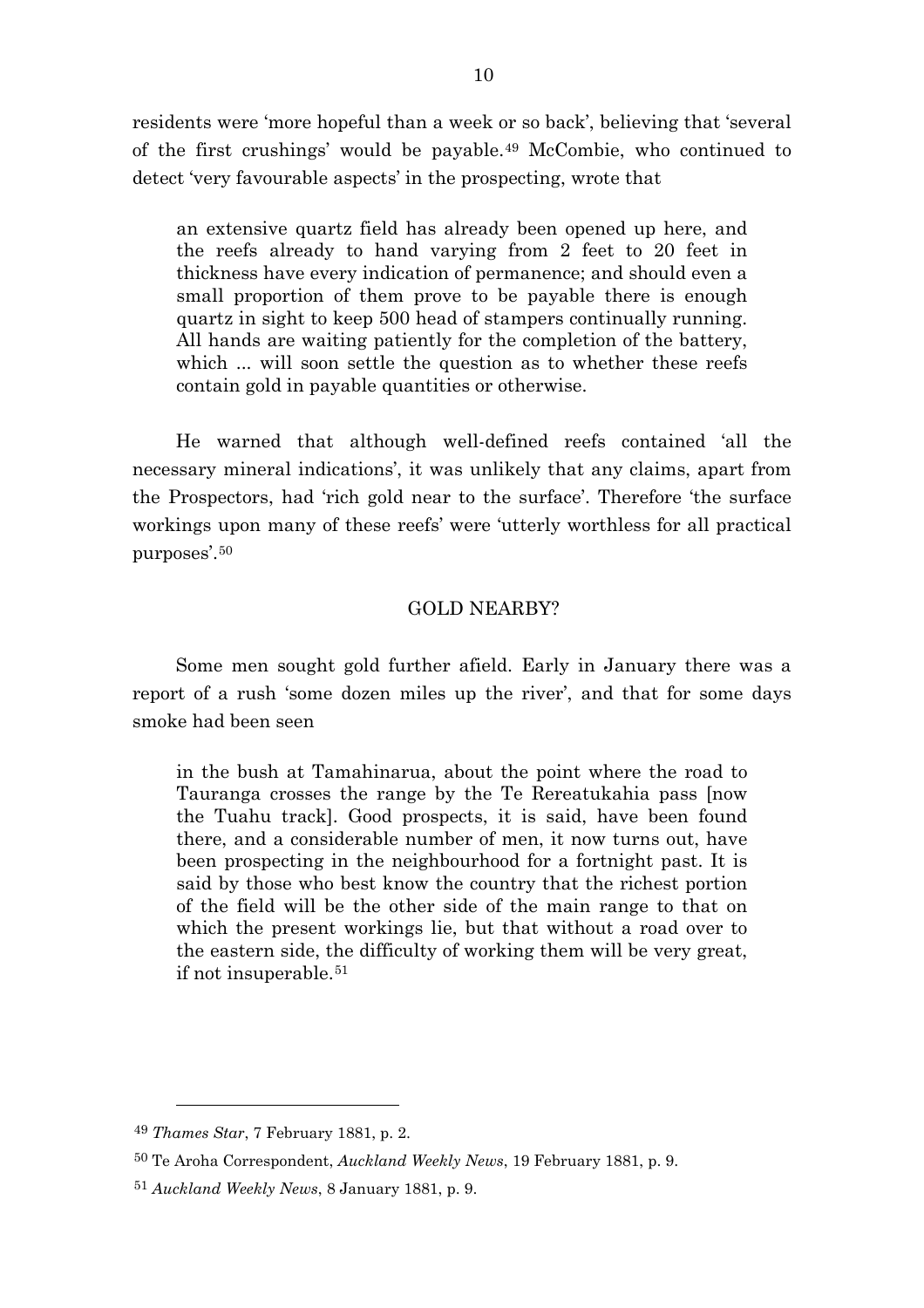residents were 'more hopeful than a week or so back', believing that 'several of the first crushings' would be payable.[49] McCombie, who continued to detect 'very favourable aspects' in the prospecting, wrote that

> an extensive quartz field has already been opened up here, and the reefs already to hand varying from 2 feet to 20 feet in thickness have every indication of permanence; and should even a small proportion of them prove to be payable there is enough quartz in sight to keep 500 head of stampers continually running. All hands are waiting patiently for the completion of the battery, which ... will soon settle the question as to whether these reefs contain gold in payable quantities or otherwise.

He warned that although well-defined reefs contained 'all the necessary mineral indications', it was unlikely that any claims, apart from the Prospectors, had 'rich gold near to the surface'. Therefore 'the surface workings upon many of these reefs' were 'utterly worthless for all practical purposes'.[50]

## GOLD NEARBY?

Some men sought gold further afield. Early in January there was a report of a rush 'some dozen miles up the river', and that for some days smoke had been seen

> in the bush at Tamahinarua, about the point where the road to Tauranga crosses the range by the Te Rereatukahia pass [now the Tuahu track]. Good prospects, it is said, have been found there, and a considerable number of men, it now turns out, have been prospecting in the neighbourhood for a fortnight past. It is said by those who best know the country that the richest portion of the field will be the other side of the main range to that on which the present workings lie, but that without a road over to the eastern side, the difficulty of working them will be very great, if not insuperable.[51]

---

[49] *Thames Star*, 7 February 1881, p. 2.

[50] Te Aroha Correspondent, *Auckland Weekly News*, 19 February 1881, p. 9.

[51] *Auckland Weekly News*, 8 January 1881, p. 9.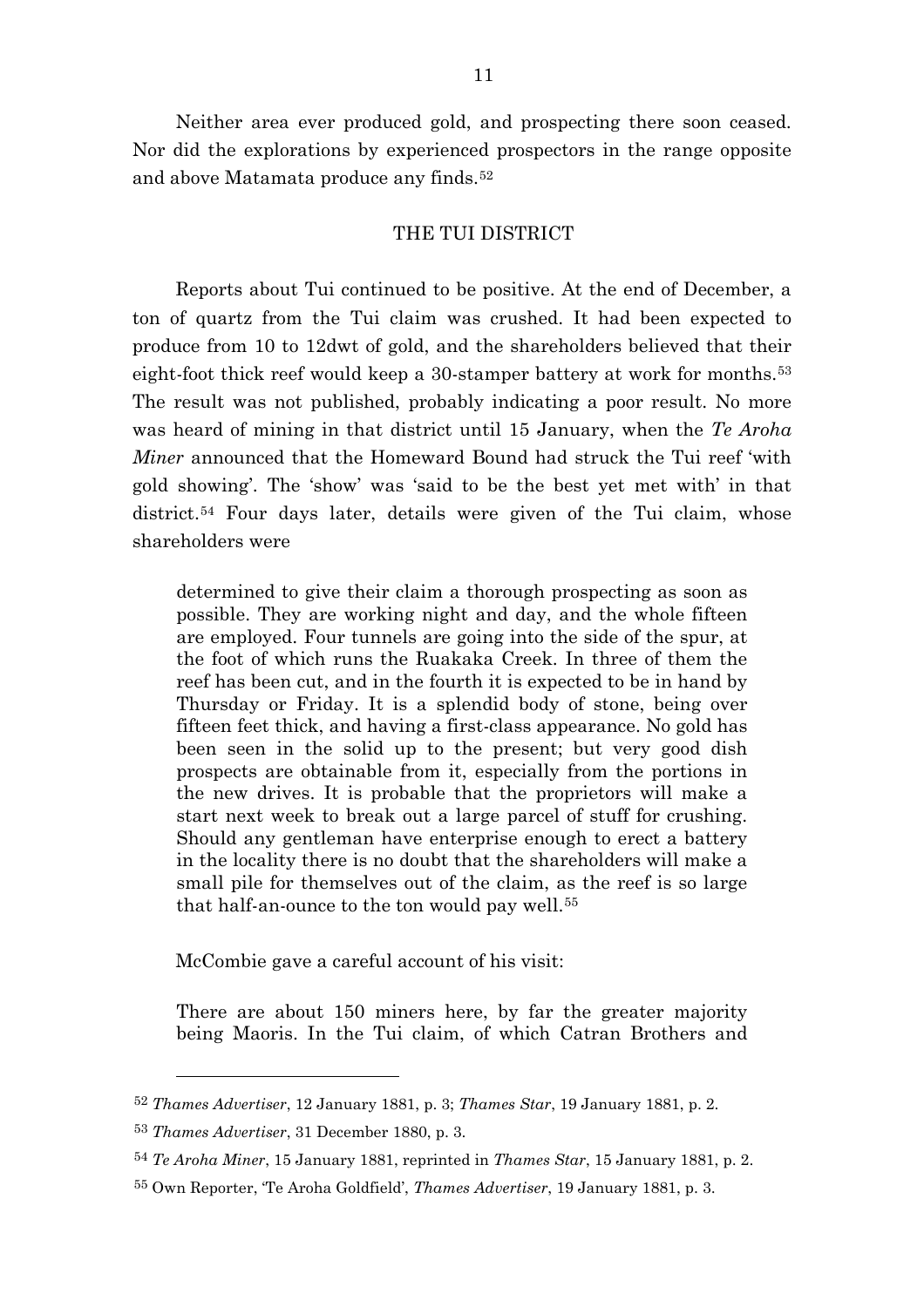Neither area ever produced gold, and prospecting there soon ceased. Nor did the explorations by experienced prospectors in the range opposite and above Matamata produce any finds.[52]

## THE TUI DISTRICT

Reports about Tui continued to be positive. At the end of December, a ton of quartz from the Tui claim was crushed. It had been expected to produce from 10 to 12dwt of gold, and the shareholders believed that their eight-foot thick reef would keep a 30-stamper battery at work for months.[53] The result was not published, probably indicating a poor result. No more was heard of mining in that district until 15 January, when the *Te Aroha Miner* announced that the Homeward Bound had struck the Tui reef 'with gold showing'. The 'show' was 'said to be the best yet met with' in that district.[54] Four days later, details were given of the Tui claim, whose shareholders were

> determined to give their claim a thorough prospecting as soon as possible. They are working night and day, and the whole fifteen are employed. Four tunnels are going into the side of the spur, at the foot of which runs the Ruakaka Creek. In three of them the reef has been cut, and in the fourth it is expected to be in hand by Thursday or Friday. It is a splendid body of stone, being over fifteen feet thick, and having a first-class appearance. No gold has been seen in the solid up to the present; but very good dish prospects are obtainable from it, especially from the portions in the new drives. It is probable that the proprietors will make a start next week to break out a large parcel of stuff for crushing. Should any gentleman have enterprise enough to erect a battery in the locality there is no doubt that the shareholders will make a small pile for themselves out of the claim, as the reef is so large that half-an-ounce to the ton would pay well.[55]

McCombie gave a careful account of his visit:

> There are about 150 miners here, by far the greater majority being Maoris. In the Tui claim, of which Catran Brothers and

---

[52] *Thames Advertiser*, 12 January 1881, p. 3; *Thames Star*, 19 January 1881, p. 2.

[53] *Thames Advertiser*, 31 December 1880, p. 3.

[54] *Te Aroha Miner*, 15 January 1881, reprinted in *Thames Star*, 15 January 1881, p. 2.

[55] Own Reporter, 'Te Aroha Goldfield', *Thames Advertiser*, 19 January 1881, p. 3.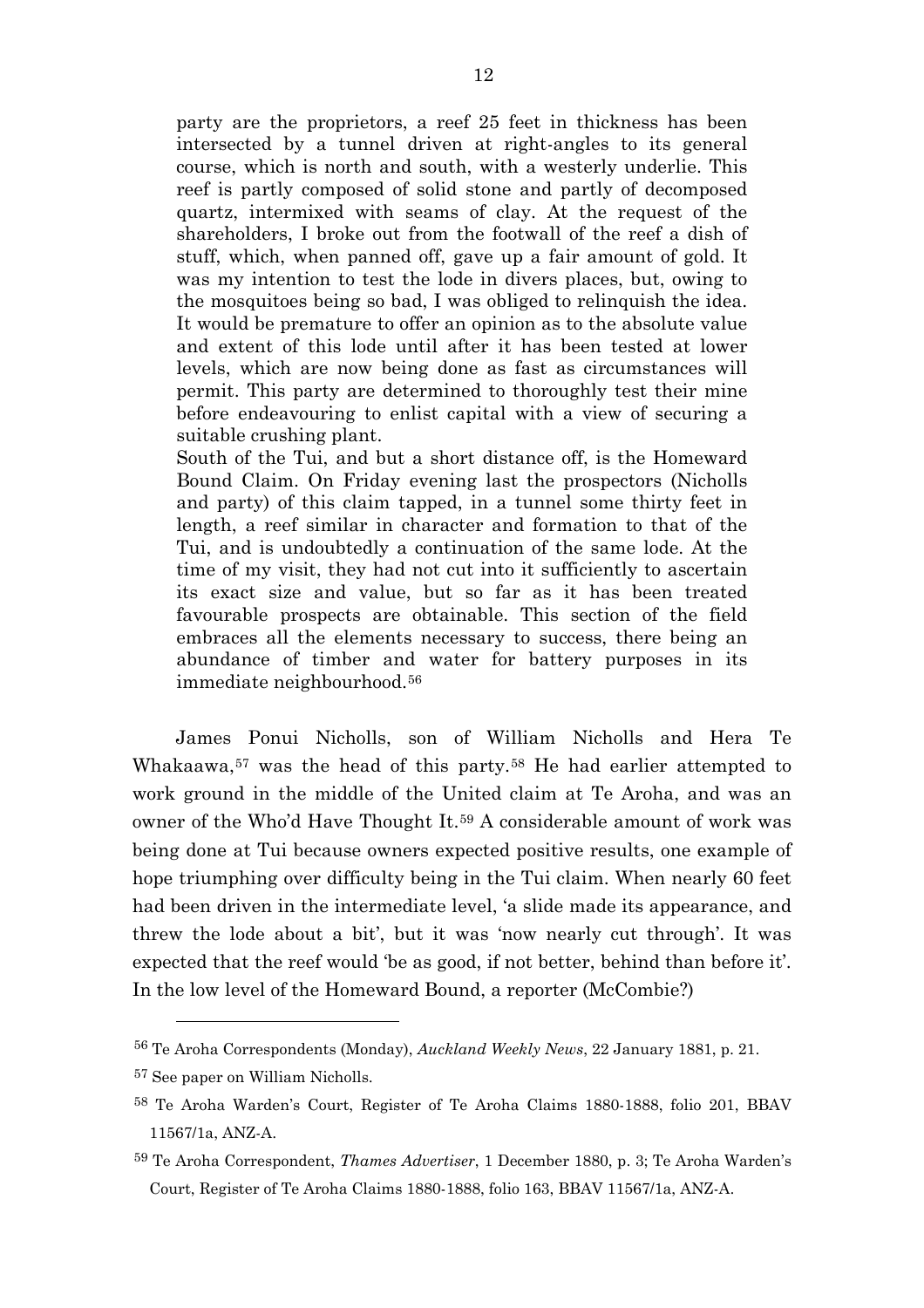> party are the proprietors, a reef 25 feet in thickness has been intersected by a tunnel driven at right-angles to its general course, which is north and south, with a westerly underlie. This reef is partly composed of solid stone and partly of decomposed quartz, intermixed with seams of clay. At the request of the shareholders, I broke out from the footwall of the reef a dish of stuff, which, when panned off, gave up a fair amount of gold. It was my intention to test the lode in divers places, but, owing to the mosquitoes being so bad, I was obliged to relinquish the idea. It would be premature to offer an opinion as to the absolute value and extent of this lode until after it has been tested at lower levels, which are now being done as fast as circumstances will permit. This party are determined to thoroughly test their mine before endeavouring to enlist capital with a view of securing a suitable crushing plant.
>
> South of the Tui, and but a short distance off, is the Homeward Bound Claim. On Friday evening last the prospectors (Nicholls and party) of this claim tapped, in a tunnel some thirty feet in length, a reef similar in character and formation to that of the Tui, and is undoubtedly a continuation of the same lode. At the time of my visit, they had not cut into it sufficiently to ascertain its exact size and value, but so far as it has been treated favourable prospects are obtainable. This section of the field embraces all the elements necessary to success, there being an abundance of timber and water for battery purposes in its immediate neighbourhood.[56]

James Ponui Nicholls, son of William Nicholls and Hera Te Whakaawa,[57] was the head of this party.[58] He had earlier attempted to work ground in the middle of the United claim at Te Aroha, and was an owner of the Who'd Have Thought It.[59] A considerable amount of work was being done at Tui because owners expected positive results, one example of hope triumphing over difficulty being in the Tui claim. When nearly 60 feet had been driven in the intermediate level, 'a slide made its appearance, and threw the lode about a bit', but it was 'now nearly cut through'. It was expected that the reef would 'be as good, if not better, behind than before it'. In the low level of the Homeward Bound, a reporter (McCombie?)

---

[56] Te Aroha Correspondents (Monday), *Auckland Weekly News*, 22 January 1881, p. 21.

[57] See paper on William Nicholls.

[58] Te Aroha Warden's Court, Register of Te Aroha Claims 1880-1888, folio 201, BBAV 11567/1a, ANZ-A.

[59] Te Aroha Correspondent, *Thames Advertiser*, 1 December 1880, p. 3; Te Aroha Warden's Court, Register of Te Aroha Claims 1880-1888, folio 163, BBAV 11567/1a, ANZ-A.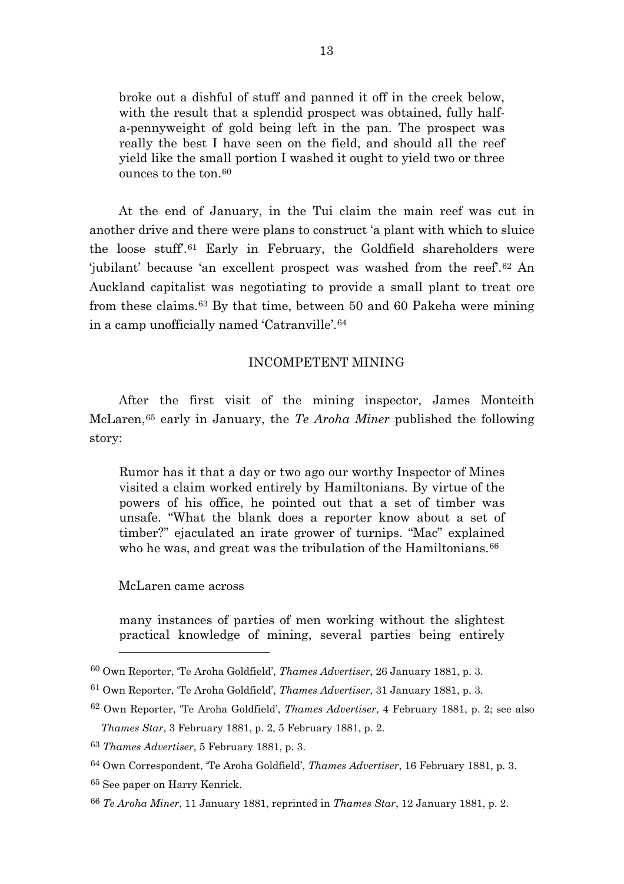> broke out a dishful of stuff and panned it off in the creek below, with the result that a splendid prospect was obtained, fully half-a-pennyweight of gold being left in the pan. The prospect was really the best I have seen on the field, and should all the reef yield like the small portion I washed it ought to yield two or three ounces to the ton.[60]

At the end of January, in the Tui claim the main reef was cut in another drive and there were plans to construct 'a plant with which to sluice the loose stuff'.[61] Early in February, the Goldfield shareholders were 'jubilant' because 'an excellent prospect was washed from the reef'.[62] An Auckland capitalist was negotiating to provide a small plant to treat ore from these claims.[63] By that time, between 50 and 60 Pakeha were mining in a camp unofficially named 'Catranville'.[64]

## INCOMPETENT MINING

After the first visit of the mining inspector, James Monteith McLaren,[65] early in January, the *Te Aroha Miner* published the following story:

> Rumor has it that a day or two ago our worthy Inspector of Mines visited a claim worked entirely by Hamiltonians. By virtue of the powers of his office, he pointed out that a set of timber was unsafe. "What the blank does a reporter know about a set of timber?" ejaculated an irate grower of turnips. "Mac" explained who he was, and great was the tribulation of the Hamiltonians.[66]

McLaren came across

> many instances of parties of men working without the slightest practical knowledge of mining, several parties being entirely

---

[60] Own Reporter, 'Te Aroha Goldfield', *Thames Advertiser*, 26 January 1881, p. 3.

[61] Own Reporter, 'Te Aroha Goldfield', *Thames Advertiser*, 31 January 1881, p. 3.

[62] Own Reporter, 'Te Aroha Goldfield', *Thames Advertiser*, 4 February 1881, p. 2; see also *Thames Star*, 3 February 1881, p. 2, 5 February 1881, p. 2.

[63] *Thames Advertiser*, 5 February 1881, p. 3.

[64] Own Correspondent, 'Te Aroha Goldfield', *Thames Advertiser*, 16 February 1881, p. 3.

[65] See paper on Harry Kenrick.

[66] *Te Aroha Miner*, 11 January 1881, reprinted in *Thames Star*, 12 January 1881, p. 2.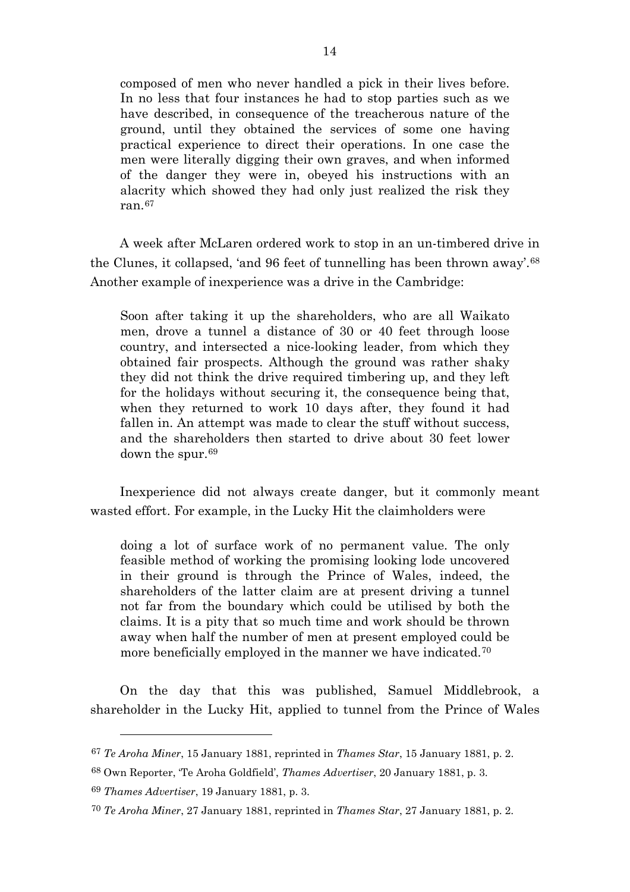> composed of men who never handled a pick in their lives before. In no less that four instances he had to stop parties such as we have described, in consequence of the treacherous nature of the ground, until they obtained the services of some one having practical experience to direct their operations. In one case the men were literally digging their own graves, and when informed of the danger they were in, obeyed his instructions with an alacrity which showed they had only just realized the risk they ran.[67]

A week after McLaren ordered work to stop in an un-timbered drive in the Clunes, it collapsed, 'and 96 feet of tunnelling has been thrown away'.[68] Another example of inexperience was a drive in the Cambridge:

> Soon after taking it up the shareholders, who are all Waikato men, drove a tunnel a distance of 30 or 40 feet through loose country, and intersected a nice-looking leader, from which they obtained fair prospects. Although the ground was rather shaky they did not think the drive required timbering up, and they left for the holidays without securing it, the consequence being that, when they returned to work 10 days after, they found it had fallen in. An attempt was made to clear the stuff without success, and the shareholders then started to drive about 30 feet lower down the spur.[69]

Inexperience did not always create danger, but it commonly meant wasted effort. For example, in the Lucky Hit the claimholders were

> doing a lot of surface work of no permanent value. The only feasible method of working the promising looking lode uncovered in their ground is through the Prince of Wales, indeed, the shareholders of the latter claim are at present driving a tunnel not far from the boundary which could be utilised by both the claims. It is a pity that so much time and work should be thrown away when half the number of men at present employed could be more beneficially employed in the manner we have indicated.[70]

On the day that this was published, Samuel Middlebrook, a shareholder in the Lucky Hit, applied to tunnel from the Prince of Wales

---

[67] *Te Aroha Miner*, 15 January 1881, reprinted in *Thames Star*, 15 January 1881, p. 2.

[68] Own Reporter, 'Te Aroha Goldfield', *Thames Advertiser*, 20 January 1881, p. 3.

[69] *Thames Advertiser*, 19 January 1881, p. 3.

[70] *Te Aroha Miner*, 27 January 1881, reprinted in *Thames Star*, 27 January 1881, p. 2.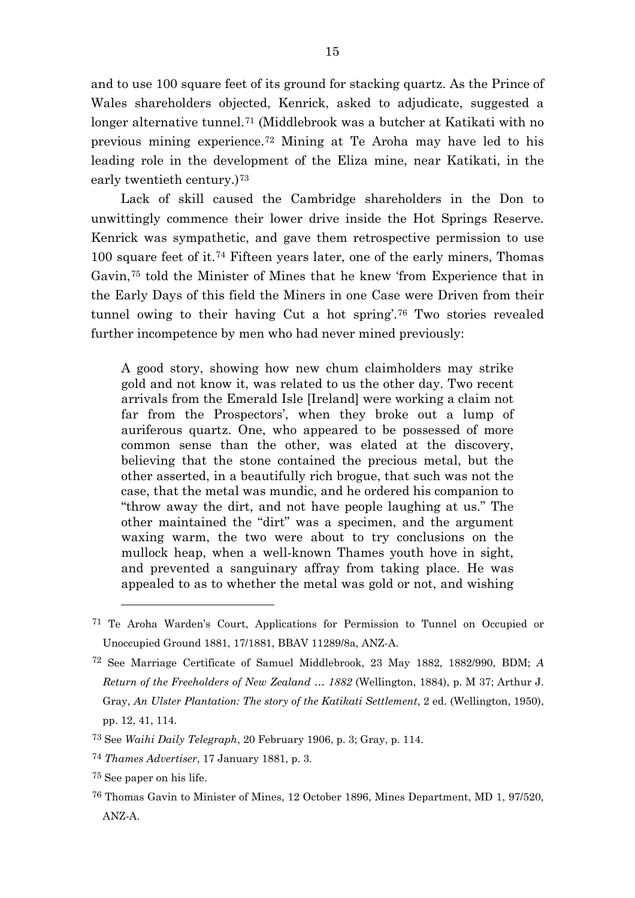and to use 100 square feet of its ground for stacking quartz. As the Prince of Wales shareholders objected, Kenrick, asked to adjudicate, suggested a longer alternative tunnel.[71] (Middlebrook was a butcher at Katikati with no previous mining experience.[72] Mining at Te Aroha may have led to his leading role in the development of the Eliza mine, near Katikati, in the early twentieth century.)[73]

Lack of skill caused the Cambridge shareholders in the Don to unwittingly commence their lower drive inside the Hot Springs Reserve. Kenrick was sympathetic, and gave them retrospective permission to use 100 square feet of it.[74] Fifteen years later, one of the early miners, Thomas Gavin,[75] told the Minister of Mines that he knew 'from Experience that in the Early Days of this field the Miners in one Case were Driven from their tunnel owing to their having Cut a hot spring'.[76] Two stories revealed further incompetence by men who had never mined previously:

> A good story, showing how new chum claimholders may strike gold and not know it, was related to us the other day. Two recent arrivals from the Emerald Isle [Ireland] were working a claim not far from the Prospectors', when they broke out a lump of auriferous quartz. One, who appeared to be possessed of more common sense than the other, was elated at the discovery, believing that the stone contained the precious metal, but the other asserted, in a beautifully rich brogue, that such was not the case, that the metal was mundic, and he ordered his companion to "throw away the dirt, and not have people laughing at us." The other maintained the "dirt" was a specimen, and the argument waxing warm, the two were about to try conclusions on the mullock heap, when a well-known Thames youth hove in sight, and prevented a sanguinary affray from taking place. He was appealed to as to whether the metal was gold or not, and wishing

---

[71] Te Aroha Warden's Court, Applications for Permission to Tunnel on Occupied or Unoccupied Ground 1881, 17/1881, BBAV 11289/8a, ANZ-A.

[72] See Marriage Certificate of Samuel Middlebrook, 23 May 1882, 1882/990, BDM; *A Return of the Freeholders of New Zealand … 1882* (Wellington, 1884), p. M 37; Arthur J. Gray, *An Ulster Plantation: The story of the Katikati Settlement*, 2 ed. (Wellington, 1950), pp. 12, 41, 114.

[73] See *Waihi Daily Telegraph*, 20 February 1906, p. 3; Gray, p. 114.

[74] *Thames Advertiser*, 17 January 1881, p. 3.

[75] See paper on his life.

[76] Thomas Gavin to Minister of Mines, 12 October 1896, Mines Department, MD 1, 97/520, ANZ-A.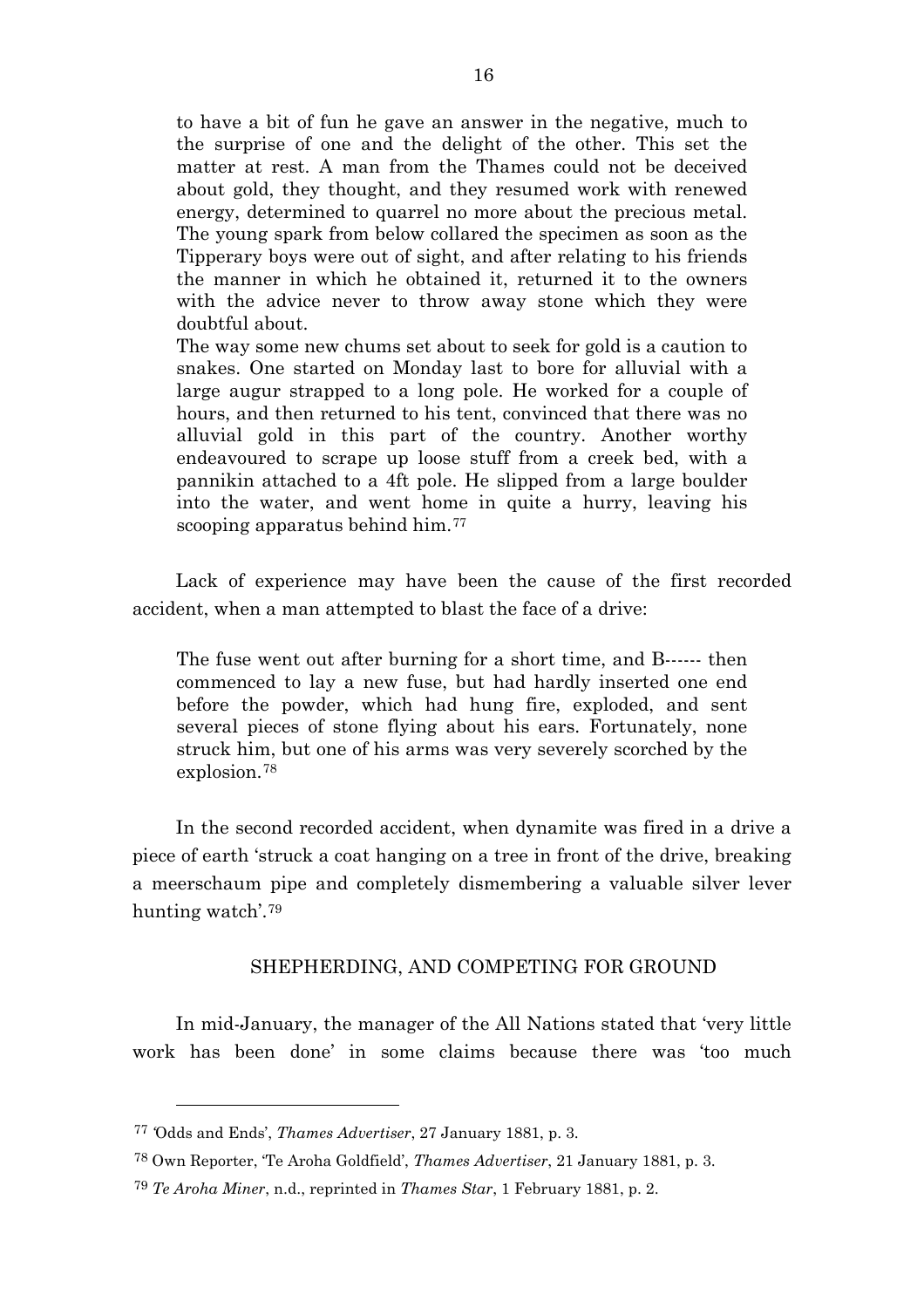> to have a bit of fun he gave an answer in the negative, much to the surprise of one and the delight of the other. This set the matter at rest. A man from the Thames could not be deceived about gold, they thought, and they resumed work with renewed energy, determined to quarrel no more about the precious metal. The young spark from below collared the specimen as soon as the Tipperary boys were out of sight, and after relating to his friends the manner in which he obtained it, returned it to the owners with the advice never to throw away stone which they were doubtful about.
>
> The way some new chums set about to seek for gold is a caution to snakes. One started on Monday last to bore for alluvial with a large augur strapped to a long pole. He worked for a couple of hours, and then returned to his tent, convinced that there was no alluvial gold in this part of the country. Another worthy endeavoured to scrape up loose stuff from a creek bed, with a pannikin attached to a 4ft pole. He slipped from a large boulder into the water, and went home in quite a hurry, leaving his scooping apparatus behind him.[77]

Lack of experience may have been the cause of the first recorded accident, when a man attempted to blast the face of a drive:

> The fuse went out after burning for a short time, and B------ then commenced to lay a new fuse, but had hardly inserted one end before the powder, which had hung fire, exploded, and sent several pieces of stone flying about his ears. Fortunately, none struck him, but one of his arms was very severely scorched by the explosion.[78]

In the second recorded accident, when dynamite was fired in a drive a piece of earth 'struck a coat hanging on a tree in front of the drive, breaking a meerschaum pipe and completely dismembering a valuable silver lever hunting watch'.[79]

## SHEPHERDING, AND COMPETING FOR GROUND

In mid-January, the manager of the All Nations stated that 'very little work has been done' in some claims because there was 'too much

---

[77] 'Odds and Ends', *Thames Advertiser*, 27 January 1881, p. 3.

[78] Own Reporter, 'Te Aroha Goldfield', *Thames Advertiser*, 21 January 1881, p. 3.

[79] *Te Aroha Miner*, n.d., reprinted in *Thames Star*, 1 February 1881, p. 2.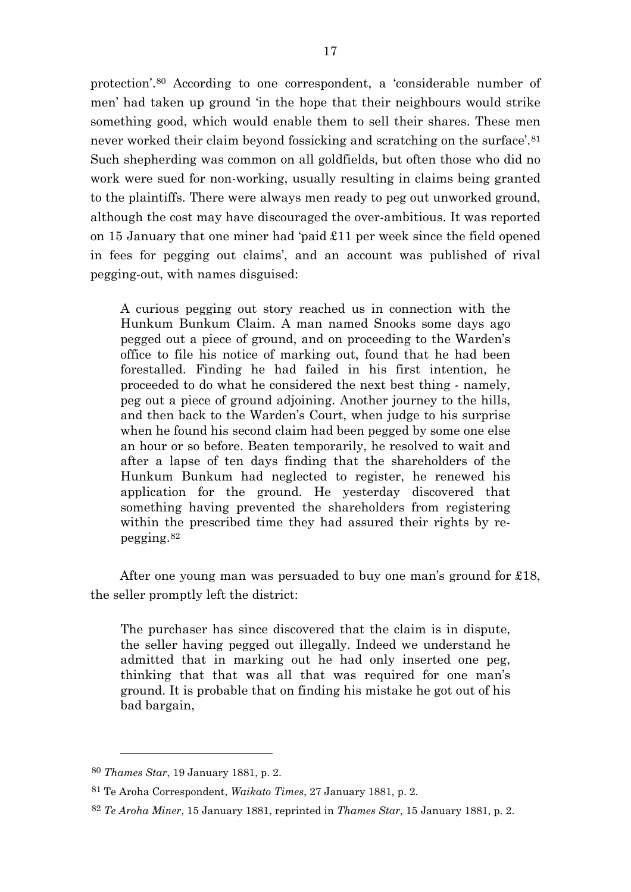protection'.[80] According to one correspondent, a 'considerable number of men' had taken up ground 'in the hope that their neighbours would strike something good, which would enable them to sell their shares. These men never worked their claim beyond fossicking and scratching on the surface'.[81] Such shepherding was common on all goldfields, but often those who did no work were sued for non-working, usually resulting in claims being granted to the plaintiffs. There were always men ready to peg out unworked ground, although the cost may have discouraged the over-ambitious. It was reported on 15 January that one miner had 'paid £11 per week since the field opened in fees for pegging out claims', and an account was published of rival pegging-out, with names disguised:

> A curious pegging out story reached us in connection with the Hunkum Bunkum Claim. A man named Snooks some days ago pegged out a piece of ground, and on proceeding to the Warden's office to file his notice of marking out, found that he had been forestalled. Finding he had failed in his first intention, he proceeded to do what he considered the next best thing - namely, peg out a piece of ground adjoining. Another journey to the hills, and then back to the Warden's Court, when judge to his surprise when he found his second claim had been pegged by some one else an hour or so before. Beaten temporarily, he resolved to wait and after a lapse of ten days finding that the shareholders of the Hunkum Bunkum had neglected to register, he renewed his application for the ground. He yesterday discovered that something having prevented the shareholders from registering within the prescribed time they had assured their rights by re-pegging.[82]

After one young man was persuaded to buy one man's ground for £18, the seller promptly left the district:

> The purchaser has since discovered that the claim is in dispute, the seller having pegged out illegally. Indeed we understand he admitted that in marking out he had only inserted one peg, thinking that that was all that was required for one man's ground. It is probable that on finding his mistake he got out of his bad bargain,

---

[80] *Thames Star*, 19 January 1881, p. 2.

[81] Te Aroha Correspondent, *Waikato Times*, 27 January 1881, p. 2.

[82] *Te Aroha Miner*, 15 January 1881, reprinted in *Thames Star*, 15 January 1881, p. 2.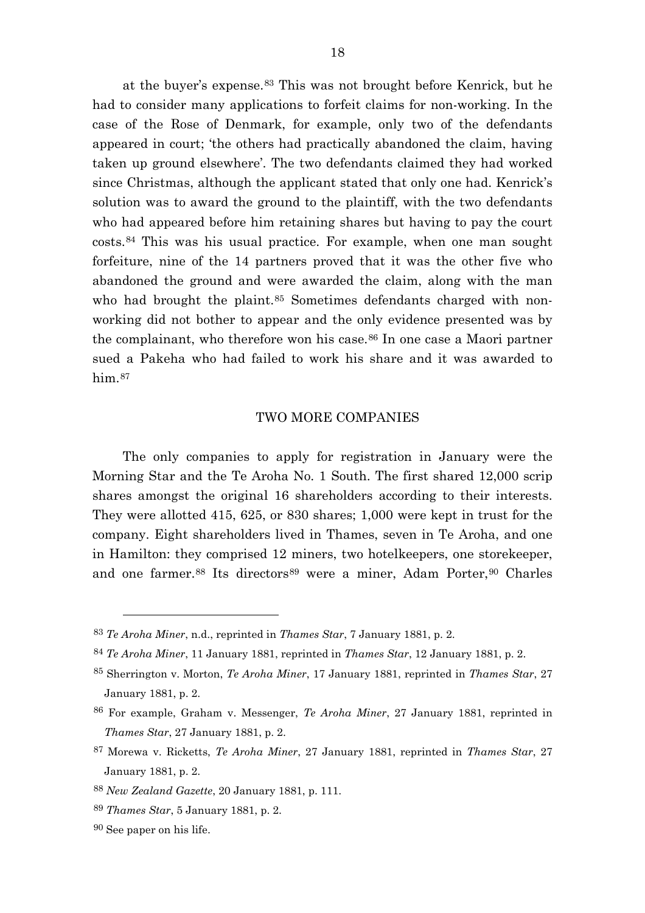at the buyer's expense.[83] This was not brought before Kenrick, but he had to consider many applications to forfeit claims for non-working. In the case of the Rose of Denmark, for example, only two of the defendants appeared in court; 'the others had practically abandoned the claim, having taken up ground elsewhere'. The two defendants claimed they had worked since Christmas, although the applicant stated that only one had. Kenrick's solution was to award the ground to the plaintiff, with the two defendants who had appeared before him retaining shares but having to pay the court costs.[84] This was his usual practice. For example, when one man sought forfeiture, nine of the 14 partners proved that it was the other five who abandoned the ground and were awarded the claim, along with the man who had brought the plaint.[85] Sometimes defendants charged with non-working did not bother to appear and the only evidence presented was by the complainant, who therefore won his case.[86] In one case a Maori partner sued a Pakeha who had failed to work his share and it was awarded to him.[87]

## TWO MORE COMPANIES

The only companies to apply for registration in January were the Morning Star and the Te Aroha No. 1 South. The first shared 12,000 scrip shares amongst the original 16 shareholders according to their interests. They were allotted 415, 625, or 830 shares; 1,000 were kept in trust for the company. Eight shareholders lived in Thames, seven in Te Aroha, and one in Hamilton: they comprised 12 miners, two hotelkeepers, one storekeeper, and one farmer.[88] Its directors[89] were a miner, Adam Porter,[90] Charles

---

[83] *Te Aroha Miner*, n.d., reprinted in *Thames Star*, 7 January 1881, p. 2.

[84] *Te Aroha Miner*, 11 January 1881, reprinted in *Thames Star*, 12 January 1881, p. 2.

[85] Sherrington v. Morton, *Te Aroha Miner*, 17 January 1881, reprinted in *Thames Star*, 27 January 1881, p. 2.

[86] For example, Graham v. Messenger, *Te Aroha Miner*, 27 January 1881, reprinted in *Thames Star*, 27 January 1881, p. 2.

[87] Morewa v. Ricketts, *Te Aroha Miner*, 27 January 1881, reprinted in *Thames Star*, 27 January 1881, p. 2.

[88] *New Zealand Gazette*, 20 January 1881, p. 111.

[89] *Thames Star*, 5 January 1881, p. 2.

[90] See paper on his life.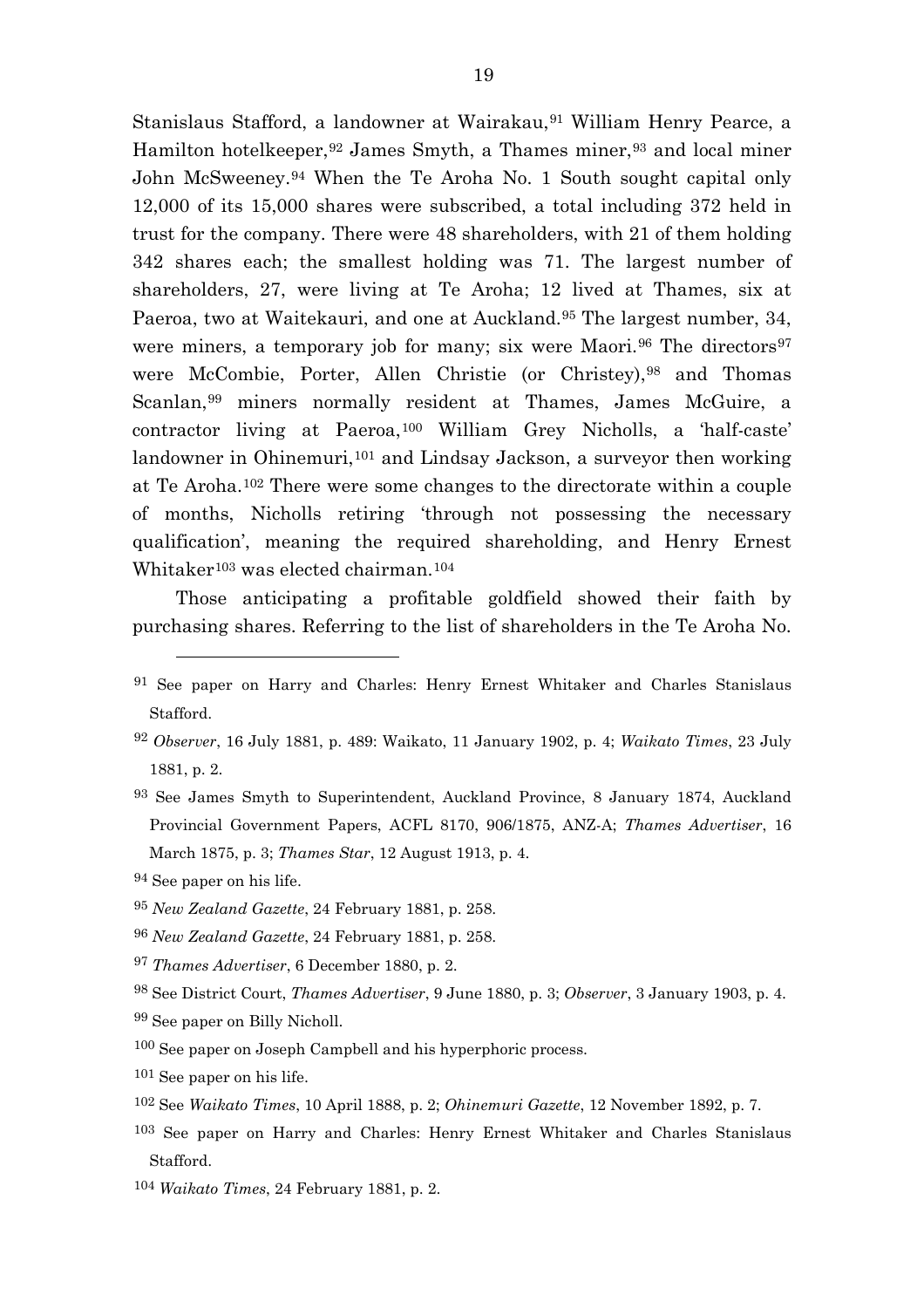Stanislaus Stafford, a landowner at Wairakau,[91] William Henry Pearce, a Hamilton hotelkeeper,[92] James Smyth, a Thames miner,[93] and local miner John McSweeney.[94] When the Te Aroha No. 1 South sought capital only 12,000 of its 15,000 shares were subscribed, a total including 372 held in trust for the company. There were 48 shareholders, with 21 of them holding 342 shares each; the smallest holding was 71. The largest number of shareholders, 27, were living at Te Aroha; 12 lived at Thames, six at Paeroa, two at Waitekauri, and one at Auckland.[95] The largest number, 34, were miners, a temporary job for many; six were Maori.[96] The directors[97] were McCombie, Porter, Allen Christie (or Christey),[98] and Thomas Scanlan,[99] miners normally resident at Thames, James McGuire, a contractor living at Paeroa,[100] William Grey Nicholls, a 'half-caste' landowner in Ohinemuri,[101] and Lindsay Jackson, a surveyor then working at Te Aroha.[102] There were some changes to the directorate within a couple of months, Nicholls retiring 'through not possessing the necessary qualification', meaning the required shareholding, and Henry Ernest Whitaker[103] was elected chairman.[104]

Those anticipating a profitable goldfield showed their faith by purchasing shares. Referring to the list of shareholders in the Te Aroha No.

---

[91] See paper on Harry and Charles: Henry Ernest Whitaker and Charles Stanislaus Stafford.

[92] *Observer*, 16 July 1881, p. 489: Waikato, 11 January 1902, p. 4; *Waikato Times*, 23 July 1881, p. 2.

[93] See James Smyth to Superintendent, Auckland Province, 8 January 1874, Auckland Provincial Government Papers, ACFL 8170, 906/1875, ANZ-A; *Thames Advertiser*, 16 March 1875, p. 3; *Thames Star*, 12 August 1913, p. 4.

[94] See paper on his life.

[95] *New Zealand Gazette*, 24 February 1881, p. 258.

[96] *New Zealand Gazette*, 24 February 1881, p. 258.

[97] *Thames Advertiser*, 6 December 1880, p. 2.

[98] See District Court, *Thames Advertiser*, 9 June 1880, p. 3; *Observer*, 3 January 1903, p. 4.

[99] See paper on Billy Nicholl.

[100] See paper on Joseph Campbell and his hyperphoric process.

[101] See paper on his life.

[102] See *Waikato Times*, 10 April 1888, p. 2; *Ohinemuri Gazette*, 12 November 1892, p. 7.

[103] See paper on Harry and Charles: Henry Ernest Whitaker and Charles Stanislaus Stafford.

[104] *Waikato Times*, 24 February 1881, p. 2.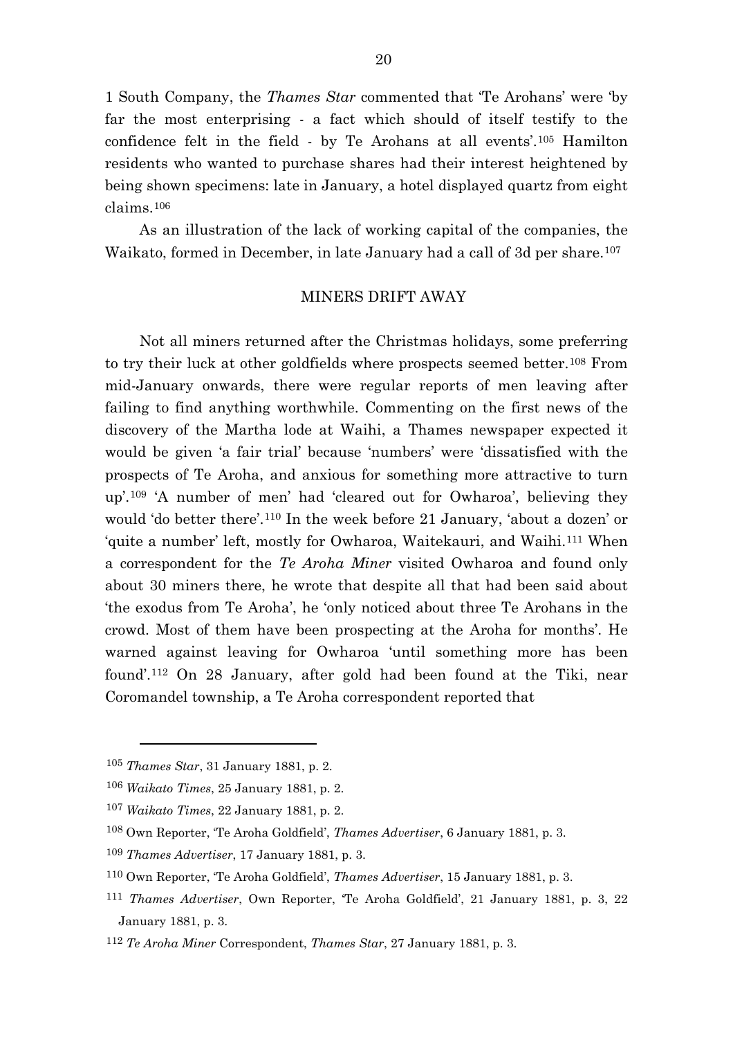1 South Company, the *Thames Star* commented that 'Te Arohans' were 'by far the most enterprising - a fact which should of itself testify to the confidence felt in the field - by Te Arohans at all events'.[105] Hamilton residents who wanted to purchase shares had their interest heightened by being shown specimens: late in January, a hotel displayed quartz from eight claims.[106]

As an illustration of the lack of working capital of the companies, the Waikato, formed in December, in late January had a call of 3d per share.[107]

## MINERS DRIFT AWAY

Not all miners returned after the Christmas holidays, some preferring to try their luck at other goldfields where prospects seemed better.[108] From mid-January onwards, there were regular reports of men leaving after failing to find anything worthwhile. Commenting on the first news of the discovery of the Martha lode at Waihi, a Thames newspaper expected it would be given 'a fair trial' because 'numbers' were 'dissatisfied with the prospects of Te Aroha, and anxious for something more attractive to turn up'.[109] 'A number of men' had 'cleared out for Owharoa', believing they would 'do better there'.[110] In the week before 21 January, 'about a dozen' or 'quite a number' left, mostly for Owharoa, Waitekauri, and Waihi.[111] When a correspondent for the *Te Aroha Miner* visited Owharoa and found only about 30 miners there, he wrote that despite all that had been said about 'the exodus from Te Aroha', he 'only noticed about three Te Arohans in the crowd. Most of them have been prospecting at the Aroha for months'. He warned against leaving for Owharoa 'until something more has been found'.[112] On 28 January, after gold had been found at the Tiki, near Coromandel township, a Te Aroha correspondent reported that

---

[105] *Thames Star*, 31 January 1881, p. 2.

[106] *Waikato Times*, 25 January 1881, p. 2.

[107] *Waikato Times*, 22 January 1881, p. 2.

[108] Own Reporter, 'Te Aroha Goldfield', *Thames Advertiser*, 6 January 1881, p. 3.

[109] *Thames Advertiser*, 17 January 1881, p. 3.

[110] Own Reporter, 'Te Aroha Goldfield', *Thames Advertiser*, 15 January 1881, p. 3.

[111] *Thames Advertiser*, Own Reporter, 'Te Aroha Goldfield', 21 January 1881, p. 3, 22 January 1881, p. 3.

[112] *Te Aroha Miner* Correspondent, *Thames Star*, 27 January 1881, p. 3.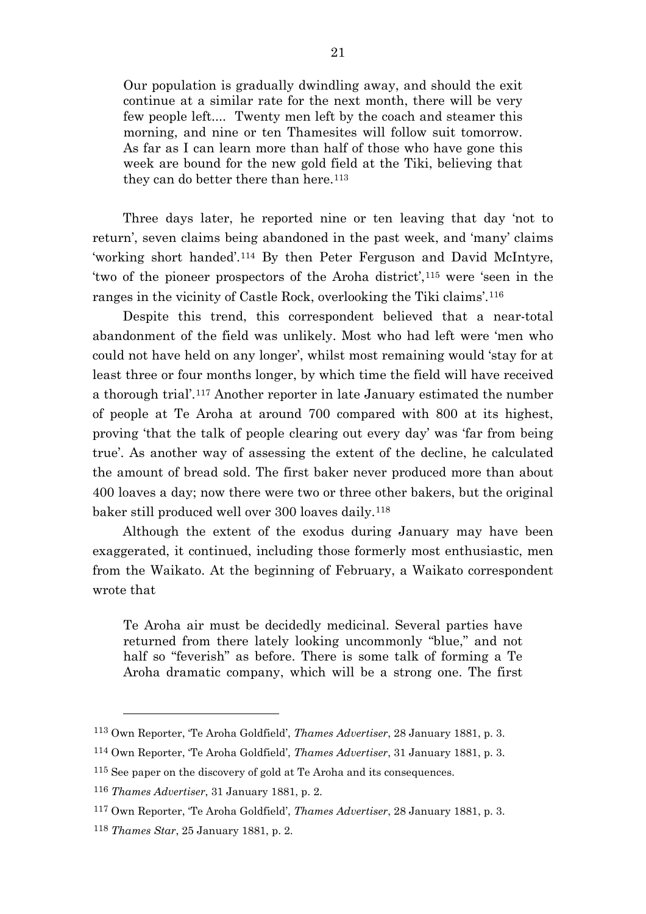> Our population is gradually dwindling away, and should the exit continue at a similar rate for the next month, there will be very few people left.... Twenty men left by the coach and steamer this morning, and nine or ten Thamesites will follow suit tomorrow. As far as I can learn more than half of those who have gone this week are bound for the new gold field at the Tiki, believing that they can do better there than here.[113]

Three days later, he reported nine or ten leaving that day 'not to return', seven claims being abandoned in the past week, and 'many' claims 'working short handed'.[114] By then Peter Ferguson and David McIntyre, 'two of the pioneer prospectors of the Aroha district',[115] were 'seen in the ranges in the vicinity of Castle Rock, overlooking the Tiki claims'.[116]

Despite this trend, this correspondent believed that a near-total abandonment of the field was unlikely. Most who had left were 'men who could not have held on any longer', whilst most remaining would 'stay for at least three or four months longer, by which time the field will have received a thorough trial'.[117] Another reporter in late January estimated the number of people at Te Aroha at around 700 compared with 800 at its highest, proving 'that the talk of people clearing out every day' was 'far from being true'. As another way of assessing the extent of the decline, he calculated the amount of bread sold. The first baker never produced more than about 400 loaves a day; now there were two or three other bakers, but the original baker still produced well over 300 loaves daily.[118]

Although the extent of the exodus during January may have been exaggerated, it continued, including those formerly most enthusiastic, men from the Waikato. At the beginning of February, a Waikato correspondent wrote that

> Te Aroha air must be decidedly medicinal. Several parties have returned from there lately looking uncommonly "blue," and not half so "feverish" as before. There is some talk of forming a Te Aroha dramatic company, which will be a strong one. The first

---

[113] Own Reporter, 'Te Aroha Goldfield', *Thames Advertiser*, 28 January 1881, p. 3.

[114] Own Reporter, 'Te Aroha Goldfield', *Thames Advertiser*, 31 January 1881, p. 3.

[115] See paper on the discovery of gold at Te Aroha and its consequences.

[116] *Thames Advertiser*, 31 January 1881, p. 2.

[117] Own Reporter, 'Te Aroha Goldfield', *Thames Advertiser*, 28 January 1881, p. 3.

[118] *Thames Star*, 25 January 1881, p. 2.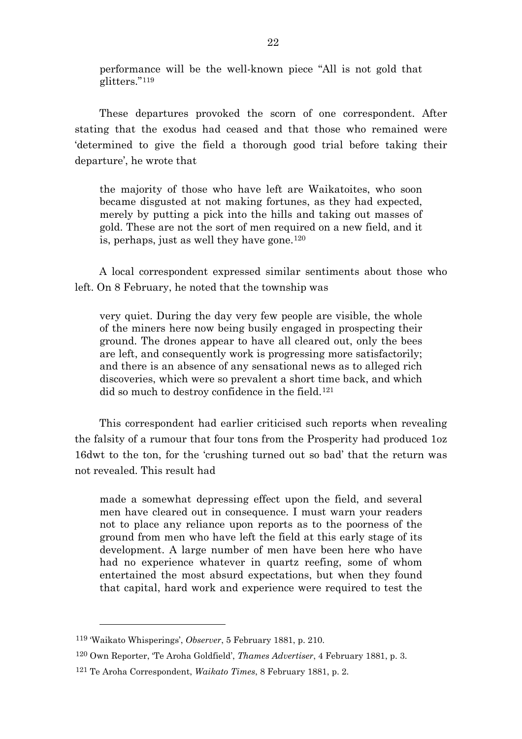> performance will be the well-known piece “All is not gold that glitters.”[119]

These departures provoked the scorn of one correspondent. After stating that the exodus had ceased and that those who remained were ‘determined to give the field a thorough good trial before taking their departure’, he wrote that

> the majority of those who have left are Waikatoites, who soon became disgusted at not making fortunes, as they had expected, merely by putting a pick into the hills and taking out masses of gold. These are not the sort of men required on a new field, and it is, perhaps, just as well they have gone.[120]

A local correspondent expressed similar sentiments about those who left. On 8 February, he noted that the township was

> very quiet. During the day very few people are visible, the whole of the miners here now being busily engaged in prospecting their ground. The drones appear to have all cleared out, only the bees are left, and consequently work is progressing more satisfactorily; and there is an absence of any sensational news as to alleged rich discoveries, which were so prevalent a short time back, and which did so much to destroy confidence in the field.[121]

This correspondent had earlier criticised such reports when revealing the falsity of a rumour that four tons from the Prosperity had produced 1oz 16dwt to the ton, for the ‘crushing turned out so bad’ that the return was not revealed. This result had

> made a somewhat depressing effect upon the field, and several men have cleared out in consequence. I must warn your readers not to place any reliance upon reports as to the poorness of the ground from men who have left the field at this early stage of its development. A large number of men have been here who have had no experience whatever in quartz reefing, some of whom entertained the most absurd expectations, but when they found that capital, hard work and experience were required to test the

---

[119] ‘Waikato Whisperings’, *Observer*, 5 February 1881, p. 210.

[120] Own Reporter, ‘Te Aroha Goldfield’, *Thames Advertiser*, 4 February 1881, p. 3.

[121] Te Aroha Correspondent, *Waikato Times*, 8 February 1881, p. 2.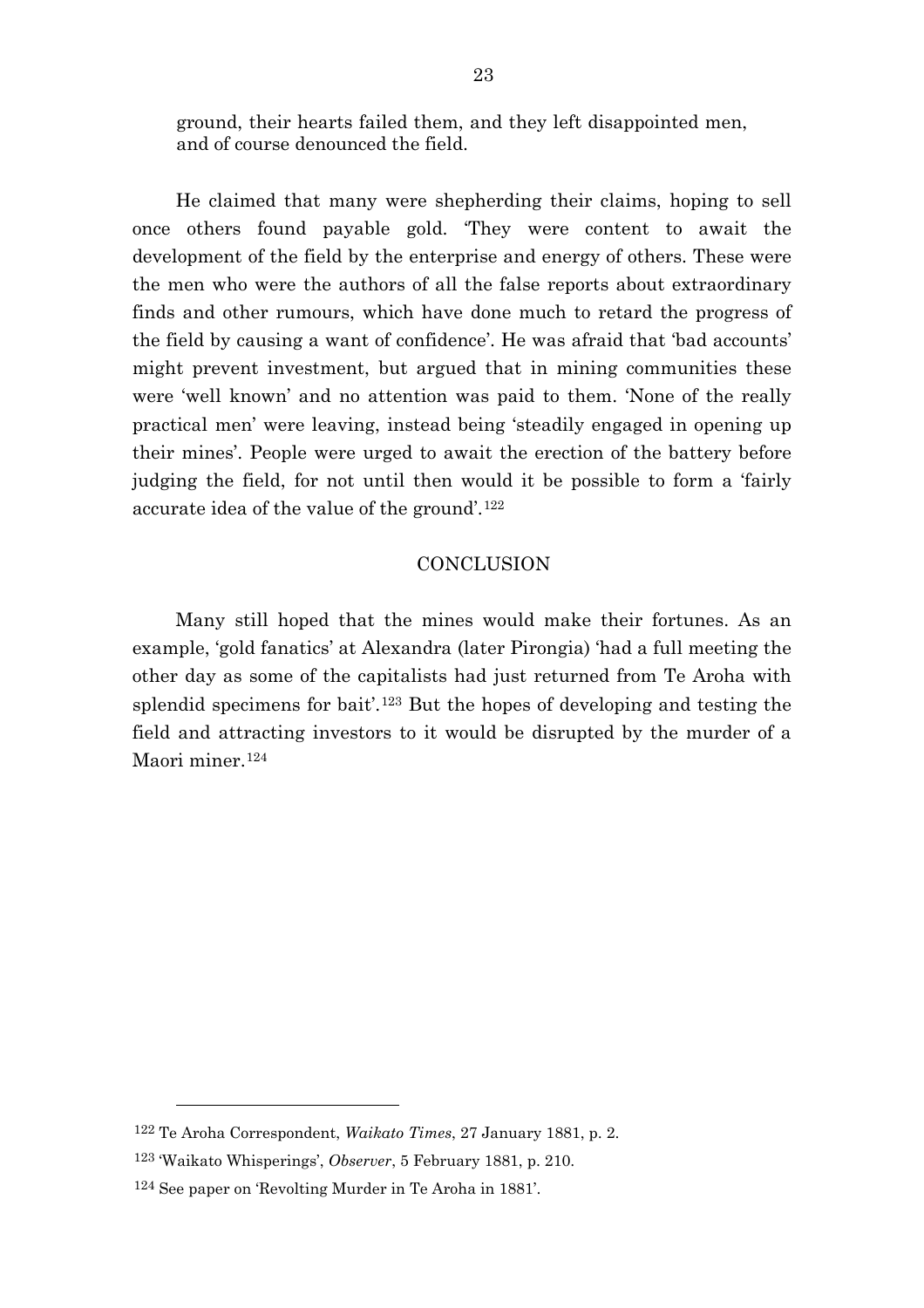ground, their hearts failed them, and they left disappointed men, and of course denounced the field.

He claimed that many were shepherding their claims, hoping to sell once others found payable gold. 'They were content to await the development of the field by the enterprise and energy of others. These were the men who were the authors of all the false reports about extraordinary finds and other rumours, which have done much to retard the progress of the field by causing a want of confidence'. He was afraid that 'bad accounts' might prevent investment, but argued that in mining communities these were 'well known' and no attention was paid to them. 'None of the really practical men' were leaving, instead being 'steadily engaged in opening up their mines'. People were urged to await the erection of the battery before judging the field, for not until then would it be possible to form a 'fairly accurate idea of the value of the ground'.[122]

## CONCLUSION

Many still hoped that the mines would make their fortunes. As an example, 'gold fanatics' at Alexandra (later Pirongia) 'had a full meeting the other day as some of the capitalists had just returned from Te Aroha with splendid specimens for bait'.[123] But the hopes of developing and testing the field and attracting investors to it would be disrupted by the murder of a Maori miner.[124]

---

[122] Te Aroha Correspondent, *Waikato Times*, 27 January 1881, p. 2.

[123] 'Waikato Whisperings', *Observer*, 5 February 1881, p. 210.

[124] See paper on 'Revolting Murder in Te Aroha in 1881'.